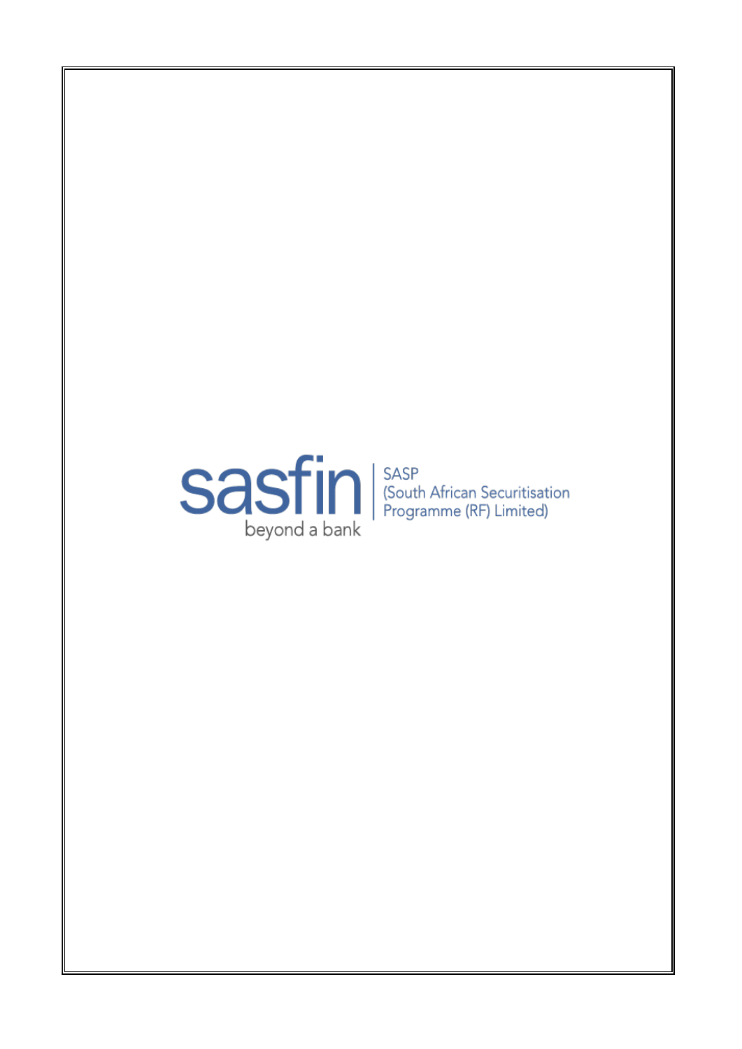sasfin

beyond a bank

SASP
(South African Securitisation Programme (RF) Limited)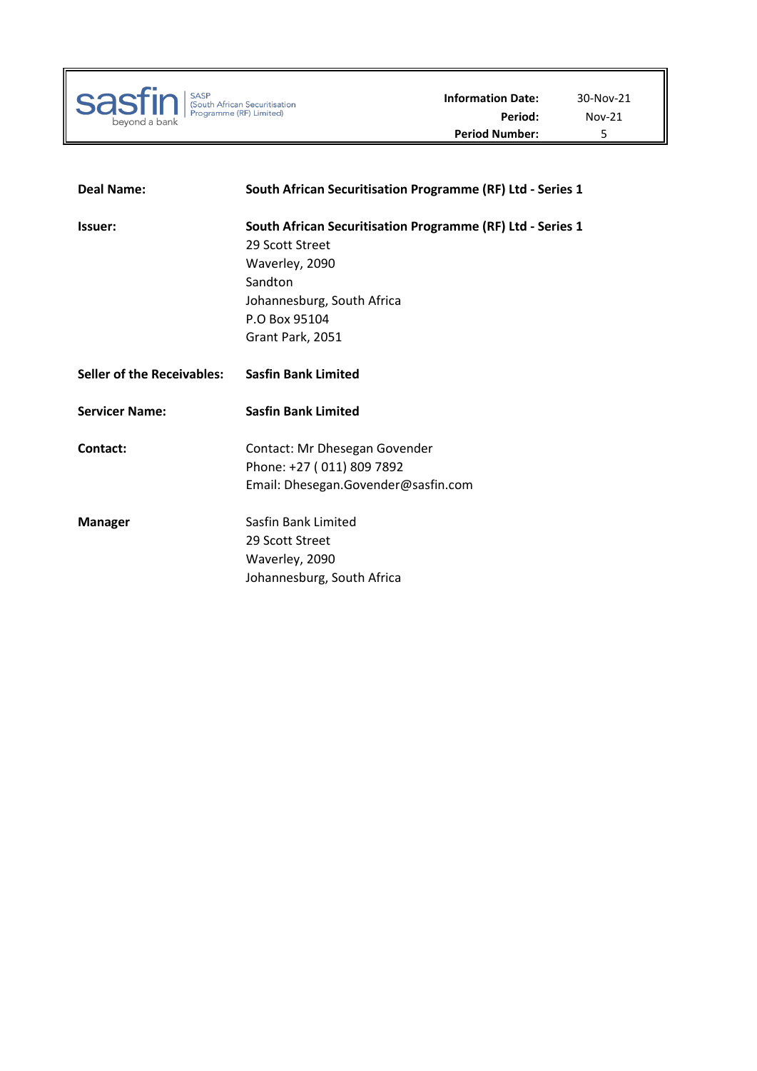SASP (South African Securitisation Programme (RF) Limited)

| | |
|---|---|
| **Information Date:** | 30-Nov-21 |
| **Period:** | Nov-21 |
| **Period Number:** | 5 |

| | |
|---|---|
| **Deal Name:** | **South African Securitisation Programme (RF) Ltd - Series 1** |
| **Issuer:** | **South African Securitisation Programme (RF) Ltd - Series 1**<br>29 Scott Street<br>Waverley, 2090<br>Sandton<br>Johannesburg, South Africa<br>P.O Box 95104<br>Grant Park, 2051 |
| **Seller of the Receivables:** | **Sasfin Bank Limited** |
| **Servicer Name:** | **Sasfin Bank Limited** |
| **Contact:** | Contact: Mr Dhesegan Govender<br>Phone: +27 ( 011) 809 7892<br>Email: Dhesegan.Govender@sasfin.com |
| **Manager** | Sasfin Bank Limited<br>29 Scott Street<br>Waverley, 2090<br>Johannesburg, South Africa |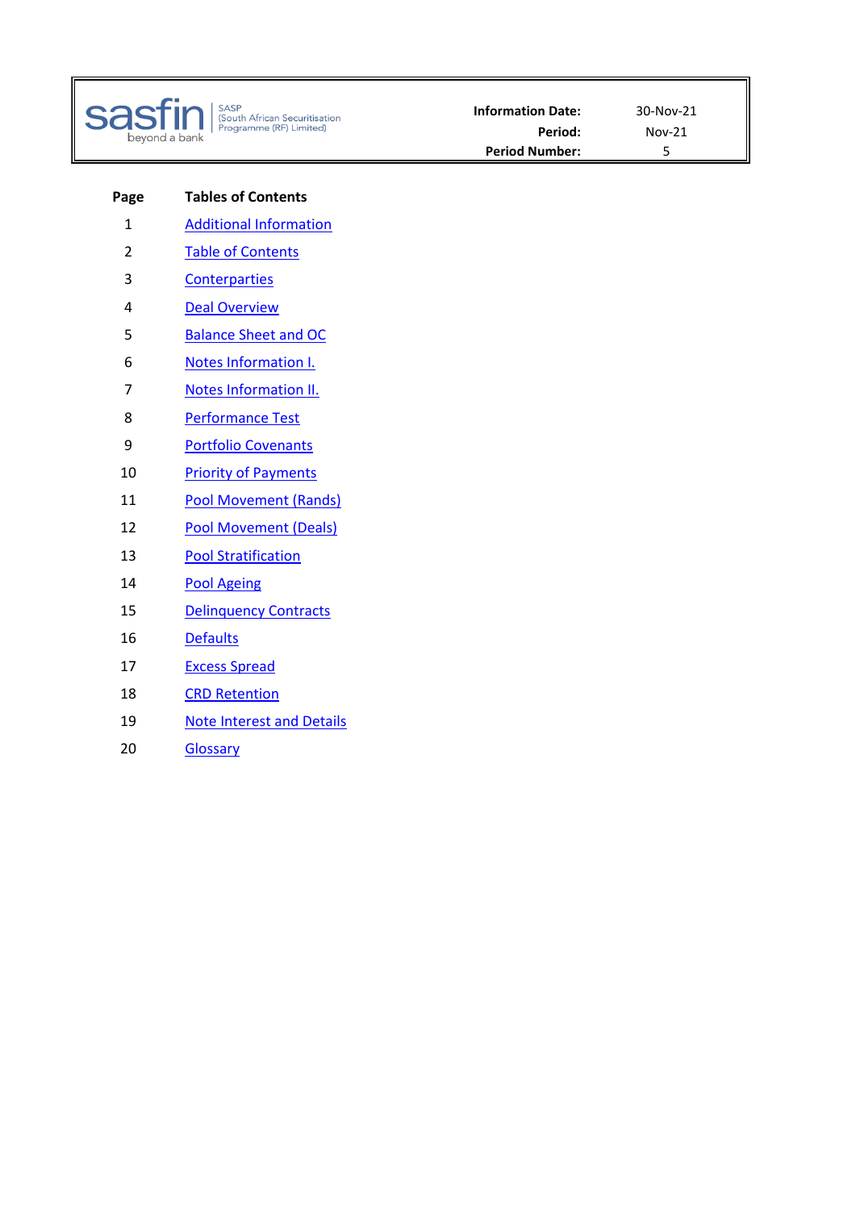sasfin beyond a bank | SASP (South African Securitisation Programme (RF) Limited)

| | |
|---|---|
| **Information Date:** | 30-Nov-21 |
| **Period:** | Nov-21 |
| **Period Number:** | 5 |

| Page | Tables of Contents |
|---|---|
| 1 | Additional Information |
| 2 | Table of Contents |
| 3 | Conterparties |
| 4 | Deal Overview |
| 5 | Balance Sheet and OC |
| 6 | Notes Information I. |
| 7 | Notes Information II. |
| 8 | Performance Test |
| 9 | Portfolio Covenants |
| 10 | Priority of Payments |
| 11 | Pool Movement (Rands) |
| 12 | Pool Movement (Deals) |
| 13 | Pool Stratification |
| 14 | Pool Ageing |
| 15 | Delinquency Contracts |
| 16 | Defaults |
| 17 | Excess Spread |
| 18 | CRD Retention |
| 19 | Note Interest and Details |
| 20 | Glossary |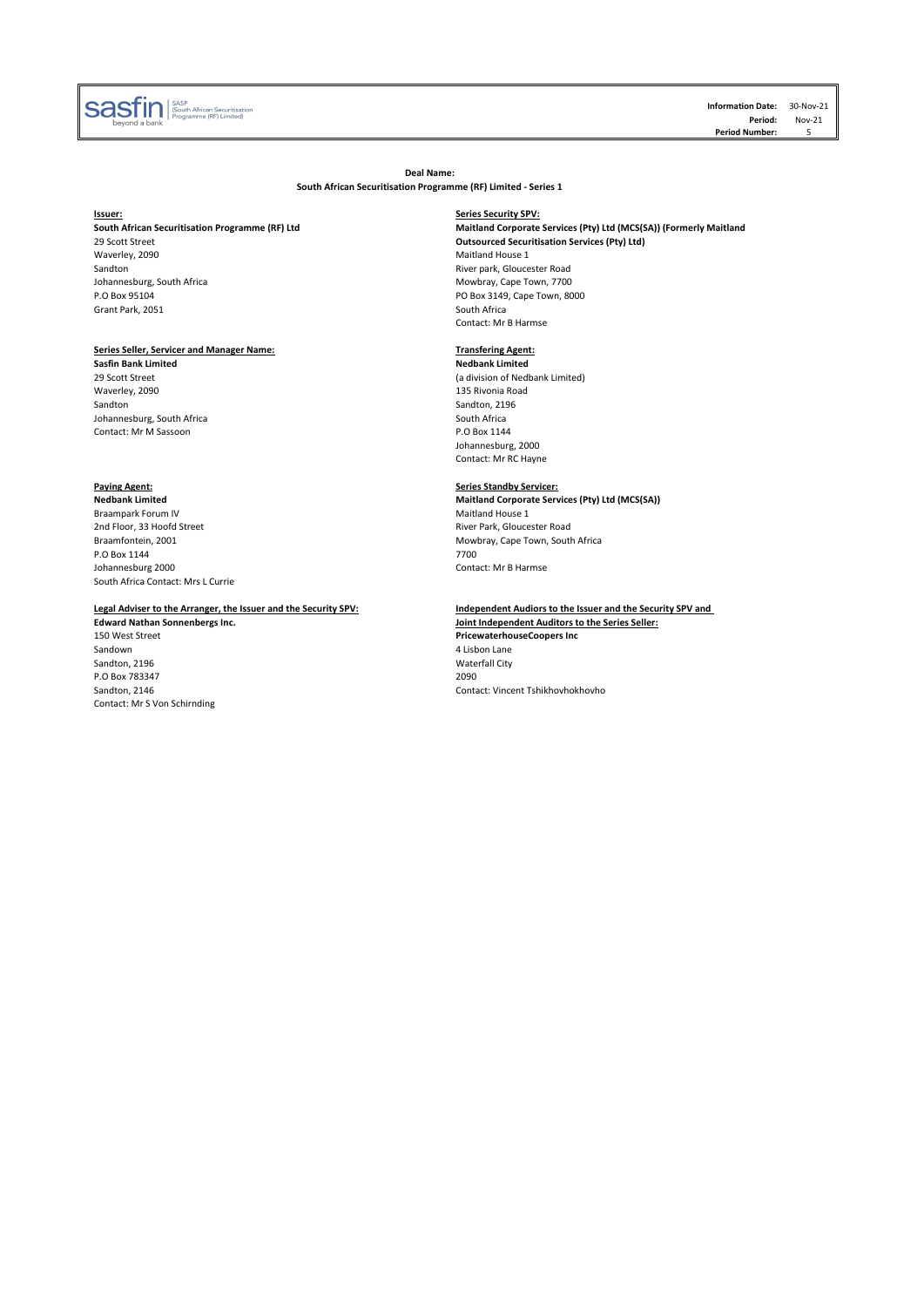**Information Date:** 30-Nov-21
**Period:** Nov-21
**Period Number:** 5

**Deal Name:**
**South African Securitisation Programme (RF) Limited - Series 1**

**Issuer:**
**South African Securitisation Programme (RF) Ltd**
29 Scott Street
Waverley, 2090
Sandton
Johannesburg, South Africa
P.O Box 95104
Grant Park, 2051

**Series Seller, Servicer and Manager Name:**
**Sasfin Bank Limited**
29 Scott Street
Waverley, 2090
Sandton
Johannesburg, South Africa
Contact: Mr M Sassoon

**Paying Agent:**
**Nedbank Limited**
Braampark Forum IV
2nd Floor, 33 Hoofd Street
Braamfontein, 2001
P.O Box 1144
Johannesburg 2000
South Africa Contact: Mrs L Currie

**Legal Adviser to the Arranger, the Issuer and the Security SPV:**
**Edward Nathan Sonnenbergs Inc.**
150 West Street
Sandown
Sandton, 2196
P.O Box 783347
Sandton, 2146
Contact: Mr S Von Schirnding

**Series Security SPV:**
**Maitland Corporate Services (Pty) Ltd (MCS(SA)) (Formerly Maitland Outsourced Securitisation Services (Pty) Ltd)**
Maitland House 1
River park, Gloucester Road
Mowbray, Cape Town, 7700
PO Box 3149, Cape Town, 8000
South Africa
Contact: Mr B Harmse

**Transfering Agent:**
**Nedbank Limited**
(a division of Nedbank Limited)
135 Rivonia Road
Sandton, 2196
South Africa
P.O Box 1144
Johannesburg, 2000
Contact: Mr RC Hayne

**Series Standby Servicer:**
**Maitland Corporate Services (Pty) Ltd (MCS(SA))**
Maitland House 1
River Park, Gloucester Road
Mowbray, Cape Town, South Africa
7700
Contact: Mr B Harmse

**Independent Audiors to the Issuer and the Security SPV and Joint Independent Auditors to the Series Seller:**
**PricewaterhouseCoopers Inc**
4 Lisbon Lane
Waterfall City
2090
Contact: Vincent Tshikhovhokhovho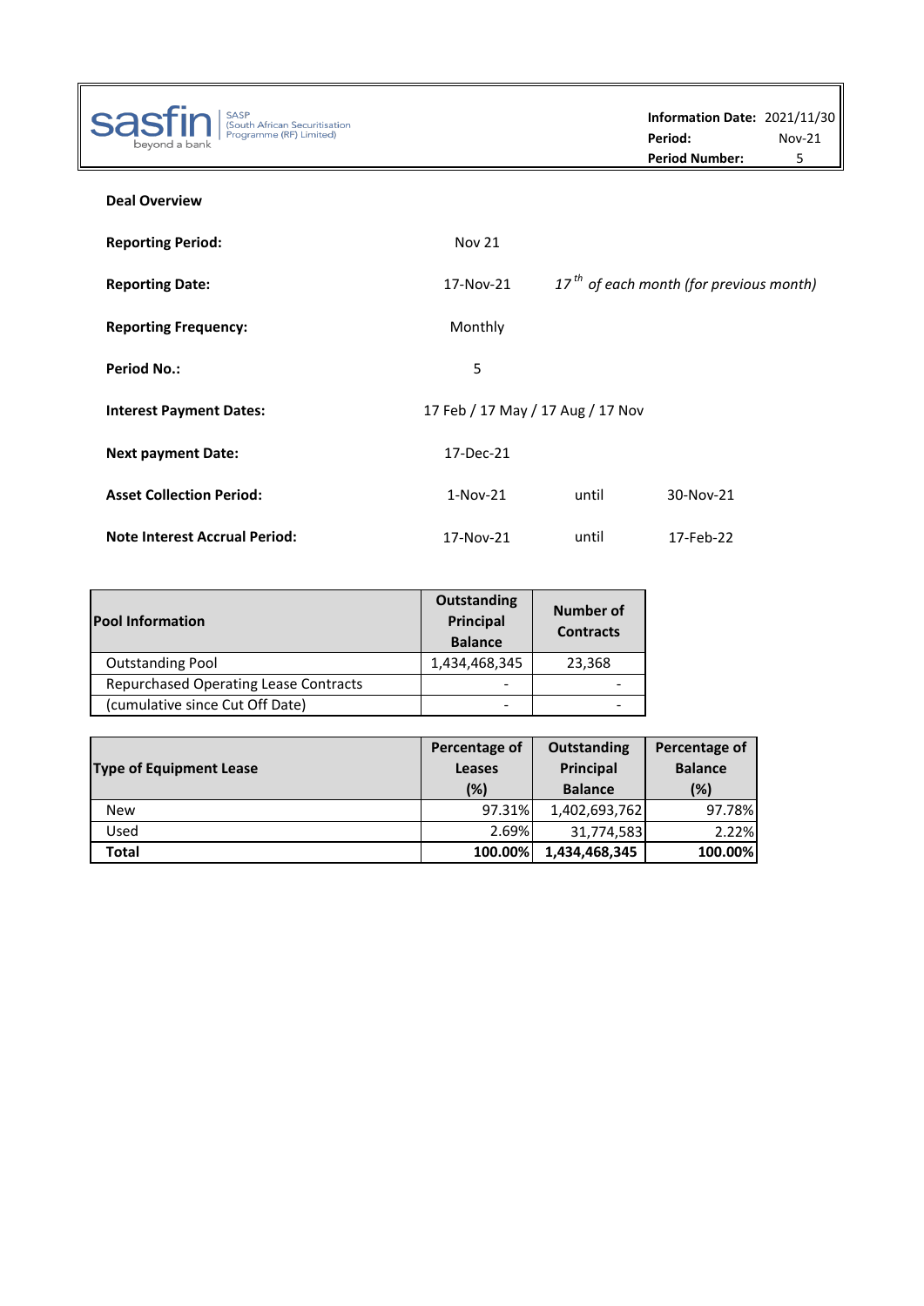sasfin beyond a bank | SASP (South African Securitisation Programme (RF) Limited)

| | |
|---|---|
| **Information Date:** | 2021/11/30 |
| **Period:** | Nov-21 |
| **Period Number:** | 5 |

**Deal Overview**

| | | | |
|---|---|---|---|
| **Reporting Period:** | Nov 21 | | |
| **Reporting Date:** | 17-Nov-21 | *$17^{th}$ of each month (for previous month)* | |
| **Reporting Frequency:** | Monthly | | |
| **Period No.:** | 5 | | |
| **Interest Payment Dates:** | 17 Feb / 17 May / 17 Aug / 17 Nov | | |
| **Next payment Date:** | 17-Dec-21 | | |
| **Asset Collection Period:** | 1-Nov-21 | until | 30-Nov-21 |
| **Note Interest Accrual Period:** | 17-Nov-21 | until | 17-Feb-22 |

| **Pool Information** | **Outstanding Principal Balance** | **Number of Contracts** |
|---|---|---|
| Outstanding Pool | 1,434,468,345 | 23,368 |
| Repurchased Operating Lease Contracts | - | - |
| (cumulative since Cut Off Date) | - | - |

| **Type of Equipment Lease** | **Percentage of Leases (%)** | **Outstanding Principal Balance** | **Percentage of Balance (%)** |
|---|---|---|---|
| New | 97.31% | 1,402,693,762 | 97.78% |
| Used | 2.69% | 31,774,583 | 2.22% |
| **Total** | **100.00%** | **1,434,468,345** | **100.00%** |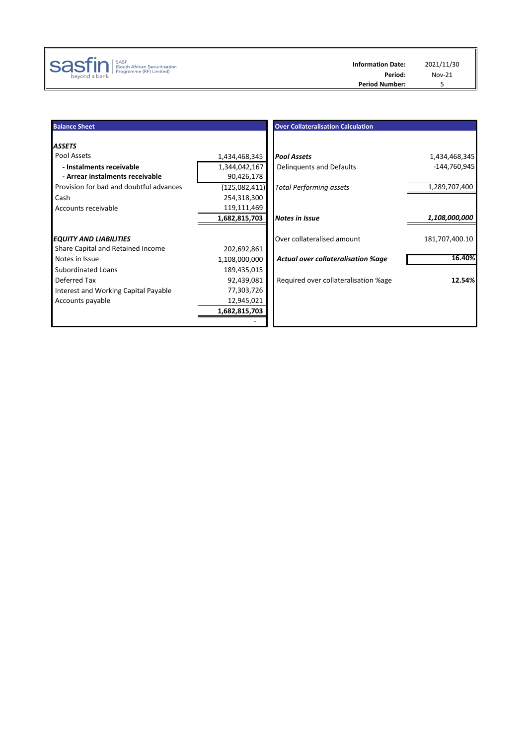sasfin beyond a bank | SASP (South African Securitisation Programme (RF) Limited)

| | |
|---|---|
| **Information Date:** | 2021/11/30 |
| **Period:** | Nov-21 |
| **Period Number:** | 5 |

## Balance Sheet

| | |
|---|---|
| ***ASSETS*** | |
| Pool Assets | 1,434,468,345 |
| **- Instalments receivable** | 1,344,042,167 |
| **- Arrear instalments receivable** | 90,426,178 |
| Provision for bad and doubtful advances | (125,082,411) |
| Cash | 254,318,300 |
| Accounts receivable | 119,111,469 |
| | **1,682,815,703** |
| ***EQUITY AND LIABILITIES*** | |
| Share Capital and Retained Income | 202,692,861 |
| Notes in Issue | 1,108,000,000 |
| Subordinated Loans | 189,435,015 |
| Deferred Tax | 92,439,081 |
| Interest and Working Capital Payable | 77,303,726 |
| Accounts payable | 12,945,021 |
| | **1,682,815,703** |
| | - |

## Over Collateralisation Calculation

| | |
|---|---|
| ***Pool Assets*** | 1,434,468,345 |
| Delinquents and Defaults | -144,760,945 |
| *Total Performing assets* | 1,289,707,400 |
| ***Notes in Issue*** | ***1,108,000,000*** |
| Over collateralised amount | 181,707,400.10 |
| ***Actual over collateralisation %age*** | **16.40%** |
| Required over collateralisation %age | **12.54%** |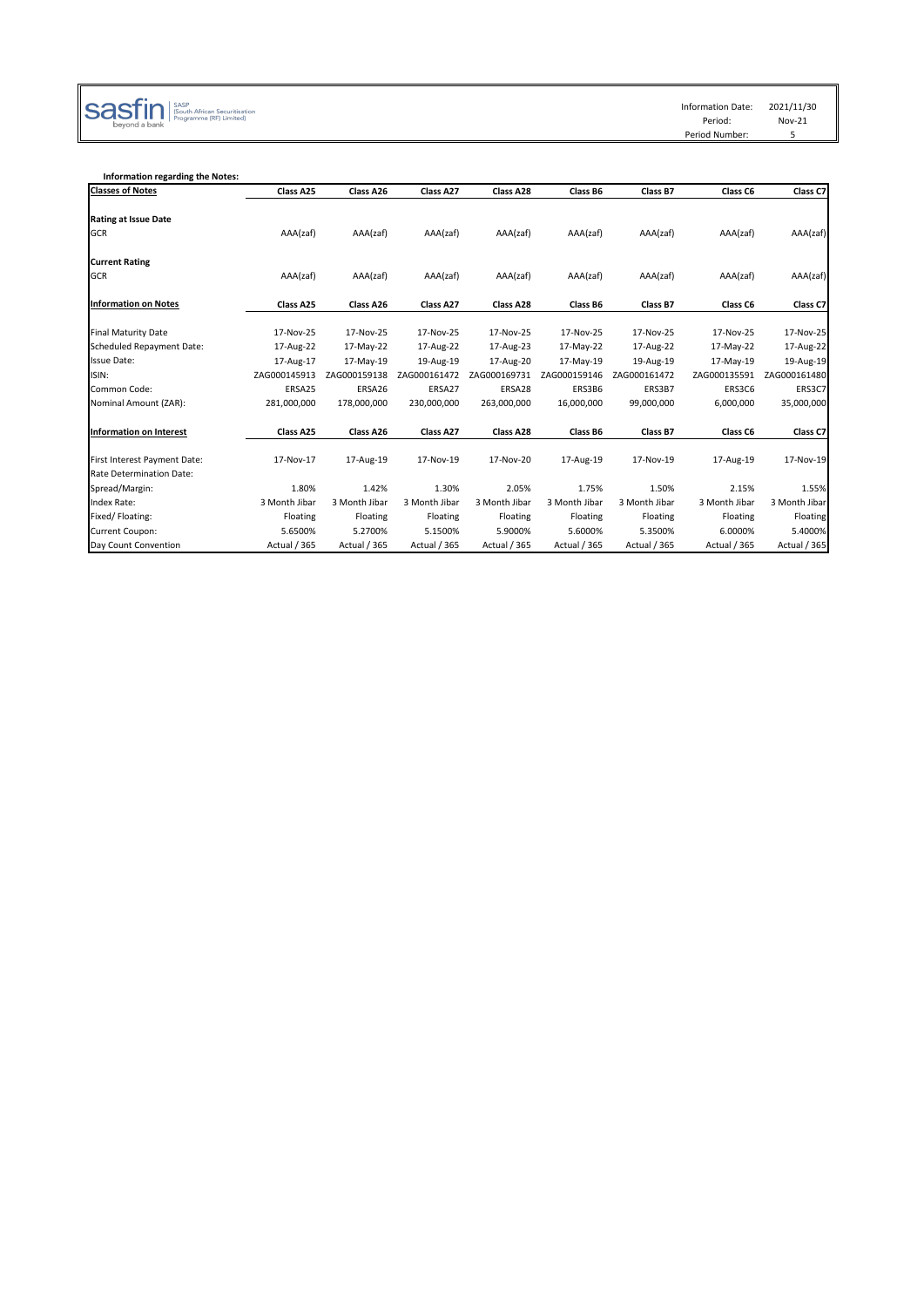sasfin beyond a bank | SASP (South African Securitisation Programme (RF) Limited)

| | |
|---|---|
| Information Date: | 2021/11/30 |
| Period: | Nov-21 |
| Period Number: | 5 |

**Information regarding the Notes:**

| Classes of Notes | Class A25 | Class A26 | Class A27 | Class A28 | Class B6 | Class B7 | Class C6 | Class C7 |
|---|---|---|---|---|---|---|---|---|
| **Rating at Issue Date** | | | | | | | | |
| GCR | AAA(zaf) | AAA(zaf) | AAA(zaf) | AAA(zaf) | AAA(zaf) | AAA(zaf) | AAA(zaf) | AAA(zaf) |
| **Current Rating** | | | | | | | | |
| GCR | AAA(zaf) | AAA(zaf) | AAA(zaf) | AAA(zaf) | AAA(zaf) | AAA(zaf) | AAA(zaf) | AAA(zaf) |
| **Information on Notes** | **Class A25** | **Class A26** | **Class A27** | **Class A28** | **Class B6** | **Class B7** | **Class C6** | **Class C7** |
| Final Maturity Date | 17-Nov-25 | 17-Nov-25 | 17-Nov-25 | 17-Nov-25 | 17-Nov-25 | 17-Nov-25 | 17-Nov-25 | 17-Nov-25 |
| Scheduled Repayment Date: | 17-Aug-22 | 17-May-22 | 17-Aug-22 | 17-Aug-23 | 17-May-22 | 17-Aug-22 | 17-May-22 | 17-Aug-22 |
| Issue Date: | 17-Aug-17 | 17-May-19 | 19-Aug-19 | 17-Aug-20 | 17-May-19 | 19-Aug-19 | 17-May-19 | 19-Aug-19 |
| ISIN: | ZAG000145913 | ZAG000159138 | ZAG000161472 | ZAG000169731 | ZAG000159146 | ZAG000161472 | ZAG000135591 | ZAG000161480 |
| Common Code: | ERSA25 | ERSA26 | ERSA27 | ERSA28 | ERS3B6 | ERS3B7 | ERS3C6 | ERS3C7 |
| Nominal Amount (ZAR): | 281,000,000 | 178,000,000 | 230,000,000 | 263,000,000 | 16,000,000 | 99,000,000 | 6,000,000 | 35,000,000 |
| **Information on Interest** | **Class A25** | **Class A26** | **Class A27** | **Class A28** | **Class B6** | **Class B7** | **Class C6** | **Class C7** |
| First Interest Payment Date: | 17-Nov-17 | 17-Aug-19 | 17-Nov-19 | 17-Nov-20 | 17-Aug-19 | 17-Nov-19 | 17-Aug-19 | 17-Nov-19 |
| Rate Determination Date: | | | | | | | | |
| Spread/Margin: | 1.80% | 1.42% | 1.30% | 2.05% | 1.75% | 1.50% | 2.15% | 1.55% |
| Index Rate: | 3 Month Jibar | 3 Month Jibar | 3 Month Jibar | 3 Month Jibar | 3 Month Jibar | 3 Month Jibar | 3 Month Jibar | 3 Month Jibar |
| Fixed/ Floating: | Floating | Floating | Floating | Floating | Floating | Floating | Floating | Floating |
| Current Coupon: | 5.6500% | 5.2700% | 5.1500% | 5.9000% | 5.6000% | 5.3500% | 6.0000% | 5.4000% |
| Day Count Convention | Actual / 365 | Actual / 365 | Actual / 365 | Actual / 365 | Actual / 365 | Actual / 365 | Actual / 365 | Actual / 365 |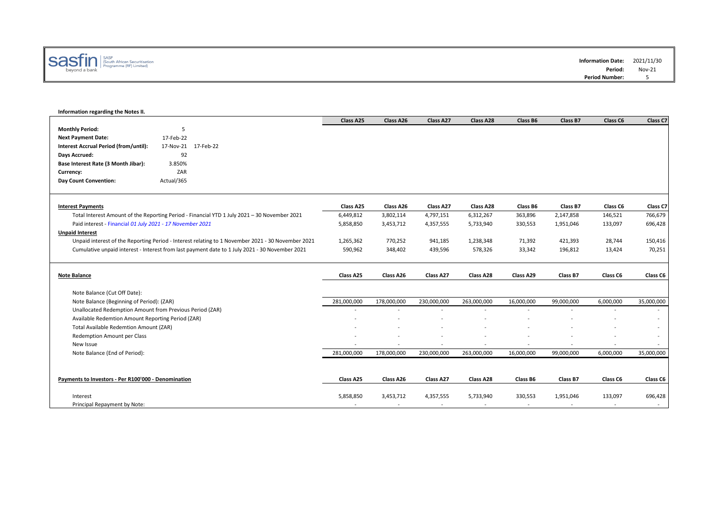sasfin beyond a bank | SASP (South African Securitisation Programme (RF) Limited)

| | |
|---|---|
| **Information Date:** | 2021/11/30 |
| **Period:** | Nov-21 |
| **Period Number:** | 5 |

**Information regarding the Notes II.**

| | | | Class A25 | Class A26 | Class A27 | Class A28 | Class B6 | Class B7 | Class C6 | Class C7 |
|---|---|---|---|---|---|---|---|---|---|---|
| **Monthly Period:** | 5 | | | | | | | | | |
| **Next Payment Date:** | 17-Feb-22 | | | | | | | | | |
| **Interest Accrual Period (from/until):** | 17-Nov-21 | 17-Feb-22 | | | | | | | | |
| **Days Accrued:** | 92 | | | | | | | | | |
| **Base Interest Rate (3 Month Jibar):** | 3.850% | | | | | | | | | |
| **Currency:** | ZAR | | | | | | | | | |
| **Day Count Convention:** | Actual/365 | | | | | | | | | |

| **Interest Payments** | Class A25 | Class A26 | Class A27 | Class A28 | Class B6 | Class B7 | Class C6 | Class C7 |
|---|---|---|---|---|---|---|---|---|
| Total Interest Amount of the Reporting Period - Financial YTD 1 July 2021 – 30 November 2021 | 6,449,812 | 3,802,114 | 4,797,151 | 6,312,267 | 363,896 | 2,147,858 | 146,521 | 766,679 |
| Paid interest - Financial *01 July 2021 - 17 November 2021* | 5,858,850 | 3,453,712 | 4,357,555 | 5,733,940 | 330,553 | 1,951,046 | 133,097 | 696,428 |
| **Unpaid Interest** | | | | | | | | |
| Unpaid interest of the Reporting Period - Interest relating to 1 November 2021 - 30 November 2021 | 1,265,362 | 770,252 | 941,185 | 1,238,348 | 71,392 | 421,393 | 28,744 | 150,416 |
| Cumulative unpaid interest - Interest from last payment date to 1 July 2021 - 30 November 2021 | 590,962 | 348,402 | 439,596 | 578,326 | 33,342 | 196,812 | 13,424 | 70,251 |

| **Note Balance** | Class A25 | Class A26 | Class A27 | Class A28 | Class A29 | Class B7 | Class C6 | Class C6 |
|---|---|---|---|---|---|---|---|---|
| Note Balance (Cut Off Date): | | | | | | | | |
| Note Balance (Beginning of Period): (ZAR) | 281,000,000 | 178,000,000 | 230,000,000 | 263,000,000 | 16,000,000 | 99,000,000 | 6,000,000 | 35,000,000 |
| Unallocated Redemption Amount from Previous Period (ZAR) | - | - | - | - | - | - | - | - |
| Available Redemtion Amount Reporting Period (ZAR) | - | - | - | - | - | - | - | - |
| Total Available Redemtion Amount (ZAR) | - | - | - | - | - | - | - | - |
| Redemption Amount per Class | - | - | - | - | - | - | - | - |
| New Issue | - | - | - | - | - | - | - | - |
| Note Balance (End of Period): | 281,000,000 | 178,000,000 | 230,000,000 | 263,000,000 | 16,000,000 | 99,000,000 | 6,000,000 | 35,000,000 |

| **Payments to Investors - Per R100'000 - Denomination** | Class A25 | Class A26 | Class A27 | Class A28 | Class B6 | Class B7 | Class C6 | Class C6 |
|---|---|---|---|---|---|---|---|---|
| Interest | 5,858,850 | 3,453,712 | 4,357,555 | 5,733,940 | 330,553 | 1,951,046 | 133,097 | 696,428 |
| Principal Repayment by Note: | - | - | - | - | - | - | - | - |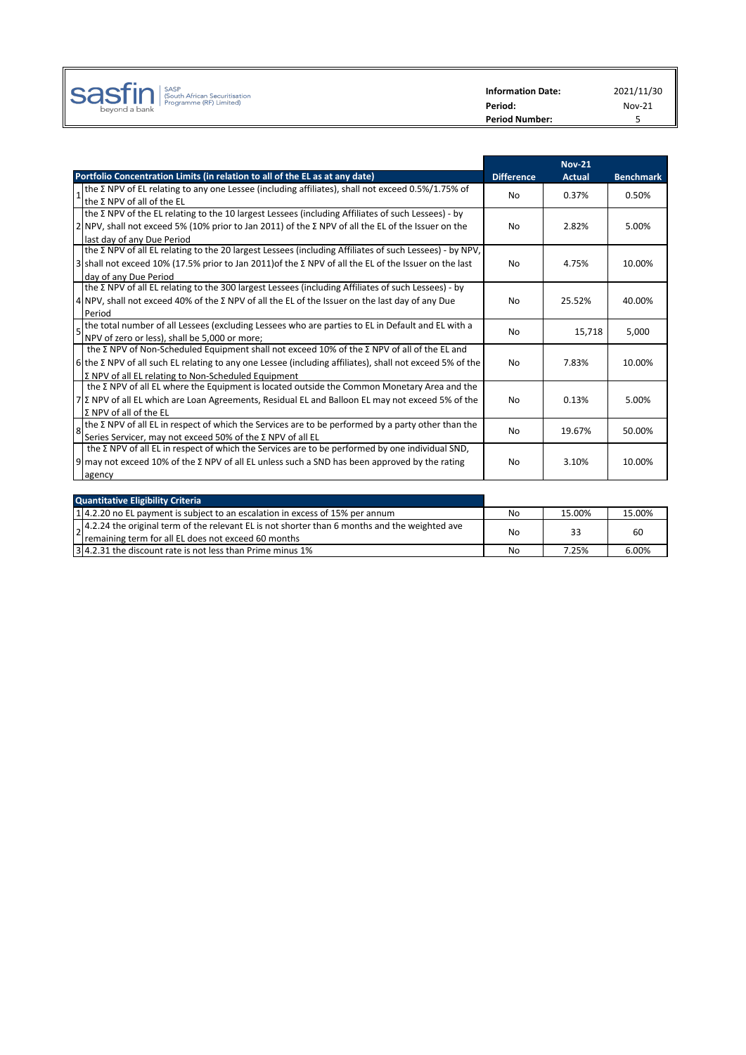sasfin beyond a bank | SASP (South African Securitisation Programme (RF) Limited)

| | |
|---|---|
| **Information Date:** | 2021/11/30 |
| **Period:** | Nov-21 |
| **Period Number:** | 5 |

| | **Portfolio Concentration Limits (in relation to all of the EL as at any date)** | **Difference** | **Nov-21 Actual** | **Benchmark** |
|---|---|---|---|---|
| 1 | the Σ NPV of EL relating to any one Lessee (including affiliates), shall not exceed 0.5%/1.75% of the Σ NPV of all of the EL | No | 0.37% | 0.50% |
| 2 | the Σ NPV of the EL relating to the 10 largest Lessees (including Affiliates of such Lessees) - by NPV, shall not exceed 5% (10% prior to Jan 2011) of the Σ NPV of all the EL of the Issuer on the last day of any Due Period | No | 2.82% | 5.00% |
| 3 | the Σ NPV of all EL relating to the 20 largest Lessees (including Affiliates of such Lessees) - by NPV, shall not exceed 10% (17.5% prior to Jan 2011)of the Σ NPV of all the EL of the Issuer on the last day of any Due Period | No | 4.75% | 10.00% |
| 4 | the Σ NPV of all EL relating to the 300 largest Lessees (including Affiliates of such Lessees) - by NPV, shall not exceed 40% of the Σ NPV of all the EL of the Issuer on the last day of any Due Period | No | 25.52% | 40.00% |
| 5 | the total number of all Lessees (excluding Lessees who are parties to EL in Default and EL with a NPV of zero or less), shall be 5,000 or more; | No | 15,718 | 5,000 |
| 6 | the Σ NPV of Non-Scheduled Equipment shall not exceed 10% of the Σ NPV of all of the EL and the Σ NPV of all such EL relating to any one Lessee (including affiliates), shall not exceed 5% of the Σ NPV of all EL relating to Non-Scheduled Equipment | No | 7.83% | 10.00% |
| 7 | the Σ NPV of all EL where the Equipment is located outside the Common Monetary Area and the Σ NPV of all EL which are Loan Agreements, Residual EL and Balloon EL may not exceed 5% of the Σ NPV of all of the EL | No | 0.13% | 5.00% |
| 8 | the Σ NPV of all EL in respect of which the Services are to be performed by a party other than the Series Servicer, may not exceed 50% of the Σ NPV of all EL | No | 19.67% | 50.00% |
| 9 | the Σ NPV of all EL in respect of which the Services are to be performed by one individual SND, may not exceed 10% of the Σ NPV of all EL unless such a SND has been approved by the rating agency | No | 3.10% | 10.00% |

| | **Quantitative Eligibility Criteria** | | | |
|---|---|---|---|---|
| 1 | 4.2.20 no EL payment is subject to an escalation in excess of 15% per annum | No | 15.00% | 15.00% |
| 2 | 4.2.24 the original term of the relevant EL is not shorter than 6 months and the weighted ave remaining term for all EL does not exceed 60 months | No | 33 | 60 |
| 3 | 4.2.31 the discount rate is not less than Prime minus 1% | No | 7.25% | 6.00% |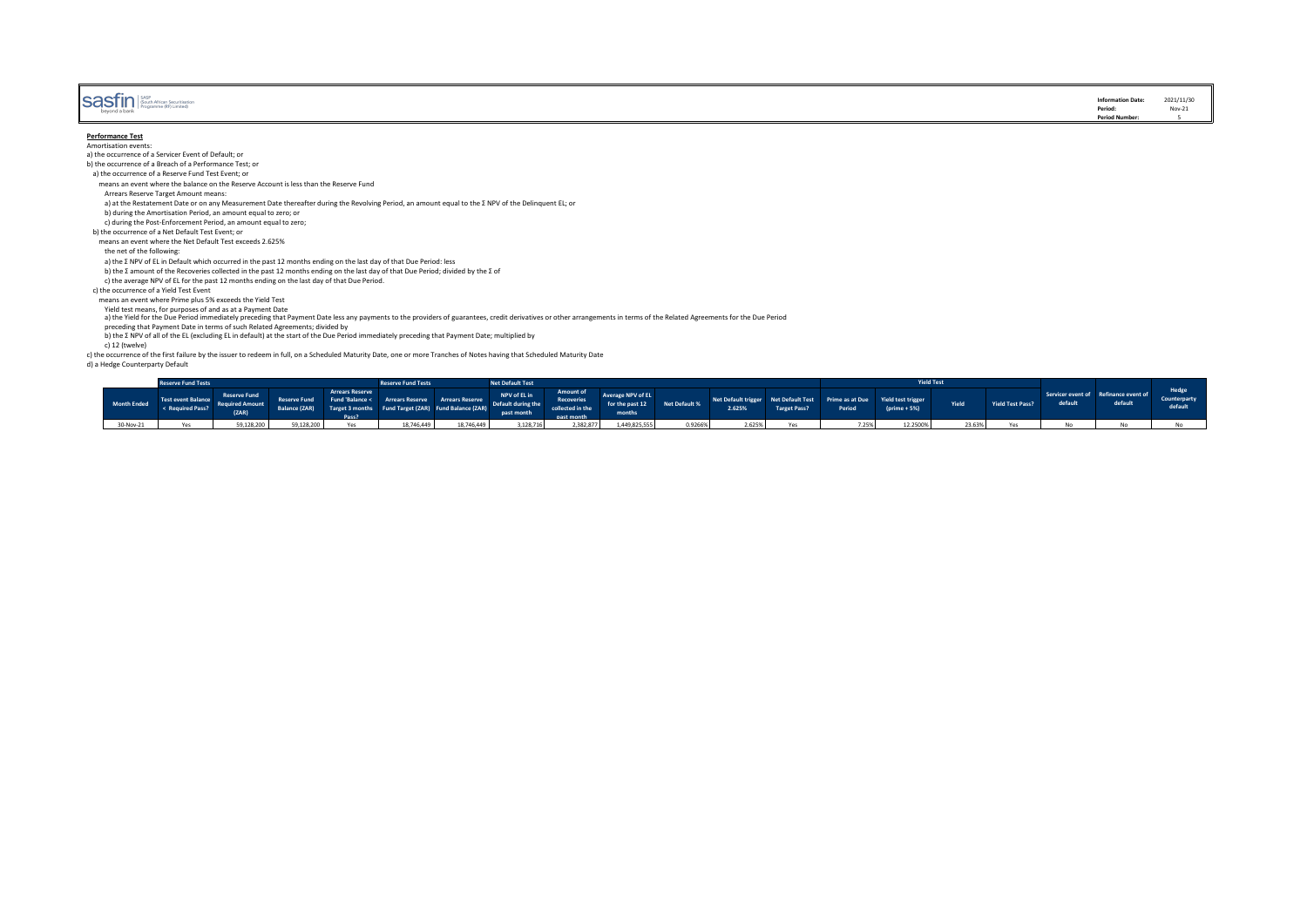**Performance Test**

Amortisation events:

a) the occurrence of a Servicer Event of Default; or

b) the occurrence of a Breach of a Performance Test; or

a) the occurrence of a Reserve Fund Test Event; or

means an event where the balance on the Reserve Account is less than the Reserve Fund

Arrears Reserve Target Amount means:

a) at the Restatement Date or on any Measurement Date thereafter during the Revolving Period, an amount equal to the Σ NPV of the Delinquent EL; or

b) during the Amortisation Period, an amount equal to zero; or

c) during the Post-Enforcement Period, an amount equal to zero;

b) the occurrence of a Net Default Test Event; or

means an event where the Net Default Test exceeds 2.625%

the net of the following:

a) the Σ NPV of EL in Default which occurred in the past 12 months ending on the last day of that Due Period: less

b) the Σ amount of the Recoveries collected in the past 12 months ending on the last day of that Due Period; divided by the Σ of

c) the average NPV of EL for the past 12 months ending on the last day of that Due Period.

c) the occurrence of a Yield Test Event

means an event where Prime plus 5% exceeds the Yield Test

Yield test means, for purposes of and as at a Payment Date

a) the Yield for the Due Period immediately preceding that Payment Date less any payments to the providers of guarantees, credit derivatives or other arrangements in terms of the Related Agreements for the Due Period preceding that Payment Date in terms of such Related Agreements; divided by

b) the Σ NPV of all of the EL (excluding EL in default) at the start of the Due Period immediately preceding that Payment Date; multiplied by

c) 12 (twelve)

c) the occurrence of the first failure by the issuer to redeem in full, on a Scheduled Maturity Date, one or more Tranches of Notes having that Scheduled Maturity Date

d) a Hedge Counterparty Default

| | Reserve Fund Tests | | | | Reserve Fund Tests | | Net Default Test | | | | | | Yield Test | | | | | | |
|---|---|---|---|---|---|---|---|---|---|---|---|---|---|---|---|---|---|---|---|
| Month Ended | Test event Balance < Required Pass? | Reserve Fund Required Amount (ZAR) | Reserve Fund Balance (ZAR) | Arrears Reserve Fund 'Balance < Target 3 months Pass? | Arrears Reserve Fund Target (ZAR) | Arrears Reserve Fund Balance (ZAR) | NPV of EL in Default during the past month | Amount of Recoveries collected in the past month | Average NPV of EL for the past 12 months | Net Default % | Net Default trigger 2.625% | Net Default Test Target Pass? | Prime as at Due Period | Yield test trigger (prime + 5%) | Yield | Yield Test Pass? | Servicer event of default | Refinance event of default | Hedge Counterparty default |
| 30-Nov-21 | Yes | 59,128,200 | 59,128,200 | Yes | 18,746,449 | 18,746,449 | 3,128,716 | 2,382,877 | 1,449,825,555 | 0.9266% | 2.625% | Yes | 7.25% | 12.2500% | 23.63% | Yes | No | No | No |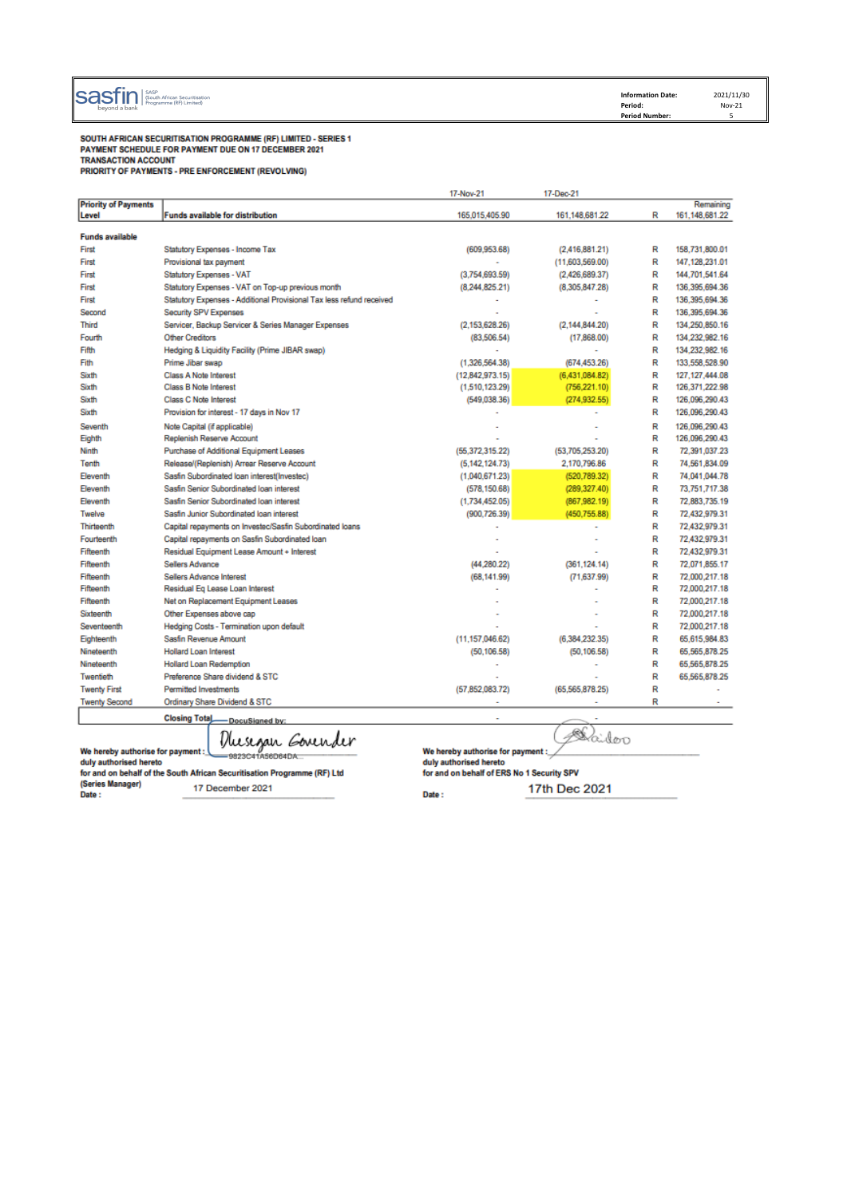sasfin | SASP (South African Securitisation Programme (RF) Limited)
beyond a bank

| | |
|---|---|
| **Information Date:** | 2021/11/30 |
| **Period:** | Nov-21 |
| **Period Number:** | 5 |

**SOUTH AFRICAN SECURITISATION PROGRAMME (RF) LIMITED - SERIES 1**
**PAYMENT SCHEDULE FOR PAYMENT DUE ON 17 DECEMBER 2021**
**TRANSACTION ACCOUNT**
**PRIORITY OF PAYMENTS - PRE ENFORCEMENT (REVOLVING)**

| Priority of Payments Level | Funds available for distribution | 17-Nov-21 | 17-Dec-21 | | Remaining |
|---|---|---|---|---|---|
| | | 165,015,405.90 | 161,148,681.22 | R | 161,148,681.22 |
| **Funds available** | | | | | |
| First | Statutory Expenses - Income Tax | (609,953.68) | (2,416,881.21) | R | 158,731,800.01 |
| First | Provisional tax payment | - | (11,603,569.00) | R | 147,128,231.01 |
| First | Statutory Expenses - VAT | (3,754,693.59) | (2,426,689.37) | R | 144,701,541.64 |
| First | Statutory Expenses - VAT on Top-up previous month | (8,244,825.21) | (8,305,847.28) | R | 136,395,694.36 |
| First | Statutory Expenses - Additional Provisional Tax less refund received | - | - | R | 136,395,694.36 |
| Second | Security SPV Expenses | - | - | R | 136,395,694.36 |
| Third | Servicer, Backup Servicer & Series Manager Expenses | (2,153,628.26) | (2,144,844.20) | R | 134,250,850.16 |
| Fourth | Other Creditors | (83,506.54) | (17,868.00) | R | 134,232,982.16 |
| Fifth | Hedging & Liquidity Facility (Prime JIBAR swap) | - | - | R | 134,232,982.16 |
| Fifth | Prime Jibar swap | (1,326,564.38) | (674,453.26) | R | 133,558,528.90 |
| Sixth | Class A Note Interest | (12,842,973.15) | (6,431,084.82) | R | 127,127,444.08 |
| Sixth | Class B Note Interest | (1,510,123.29) | (756,221.10) | R | 126,371,222.98 |
| Sixth | Class C Note Interest | (549,038.36) | (274,932.55) | R | 126,096,290.43 |
| Sixth | Provision for interest - 17 days in Nov 17 | - | - | R | 126,096,290.43 |
| Seventh | Note Capital (if applicable) | - | - | R | 126,096,290.43 |
| Eighth | Replenish Reserve Account | - | - | R | 126,096,290.43 |
| Ninth | Purchase of Additional Equipment Leases | (55,372,315.22) | (53,705,253.20) | R | 72,391,037.23 |
| Tenth | Release/(Replenish) Arrear Reserve Account | (5,142,124.73) | 2,170,796.86 | R | 74,561,834.09 |
| Eleventh | Sasfin Subordinated loan interest(Investec) | (1,040,671.23) | (520,789.32) | R | 74,041,044.78 |
| Eleventh | Sasfin Senior Subordinated loan interest | (578,150.68) | (289,327.40) | R | 73,751,717.38 |
| Eleventh | Sasfin Senior Subordinated loan interest | (1,734,452.05) | (867,982.19) | R | 72,883,735.19 |
| Twelve | Sasfin Junior Subordinated loan interest | (900,726.39) | (450,755.88) | R | 72,432,979.31 |
| Thirteenth | Capital repayments on Investec/Sasfin Subordinated loans | - | - | R | 72,432,979.31 |
| Fourteenth | Capital repayments on Sasfin Subordinated loan | - | - | R | 72,432,979.31 |
| Fifteenth | Residual Equipment Lease Amount + Interest | - | - | R | 72,432,979.31 |
| Fifteenth | Sellers Advance | (44,280.22) | (361,124.14) | R | 72,071,855.17 |
| Fifteenth | Sellers Advance Interest | (68,141.99) | (71,637.99) | R | 72,000,217.18 |
| Fifteenth | Residual Eq Lease Loan Interest | - | - | R | 72,000,217.18 |
| Fifteenth | Net on Replacement Equipment Leases | - | - | R | 72,000,217.18 |
| Sixteenth | Other Expenses above cap | - | - | R | 72,000,217.18 |
| Seventeenth | Hedging Costs - Termination upon default | - | - | R | 72,000,217.18 |
| Eighteenth | Sasfin Revenue Amount | (11,157,046.62) | (6,384,232.35) | R | 65,615,984.83 |
| Nineteenth | Hollard Loan Interest | (50,106.58) | (50,106.58) | R | 65,565,878.25 |
| Nineteenth | Hollard Loan Redemption | - | - | R | 65,565,878.25 |
| Twentieth | Preference Share dividend & STC | - | - | R | 65,565,878.25 |
| Twenty First | Permitted Investments | (57,852,083.72) | (65,565,878.25) | R | - |
| Twenty Second | Ordinary Share Dividend & STC | - | - | R | - |
| | **Closing Total** | - | - | | |

DocuSigned by:
Dhesegan Govender
9823C41A56D64DA...

**We hereby authorise for payment :**
**duly authorised hereto**
**for and on behalf of the South African Securitisation Programme (RF) Ltd**
**(Series Manager)**
**Date :** 17 December 2021

**We hereby authorise for payment :**
**duly authorised hereto**
**for and on behalf of ERS No 1 Security SPV**
**Date :** 17th Dec 2021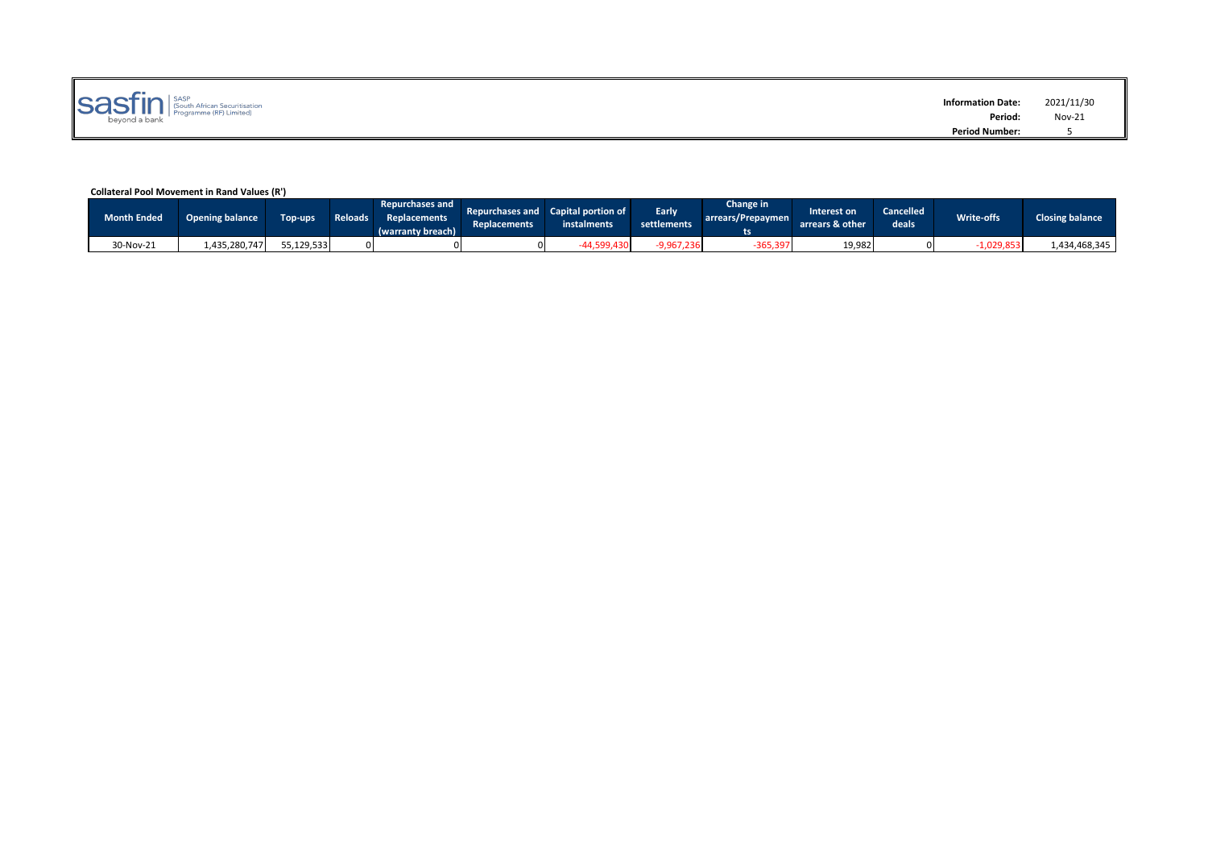sasfin beyond a bank | SASP (South African Securitisation Programme (RF) Limited)

| | |
|---|---|
| **Information Date:** | 2021/11/30 |
| **Period:** | Nov-21 |
| **Period Number:** | 5 |

**Collateral Pool Movement in Rand Values (R')**

| Month Ended | Opening balance | Top-ups | Reloads | Repurchases and Replacements (warranty breach) | Repurchases and Replacements | Capital portion of instalments | Early settlements | Change in arrears/Prepayments | Interest on arrears & other | Cancelled deals | Write-offs | Closing balance |
|---|---|---|---|---|---|---|---|---|---|---|---|---|
| 30-Nov-21 | 1,435,280,747 | 55,129,533 | 0 | 0 | 0 | -44,599,430 | -9,967,236 | -365,397 | 19,982 | 0 | -1,029,853 | 1,434,468,345 |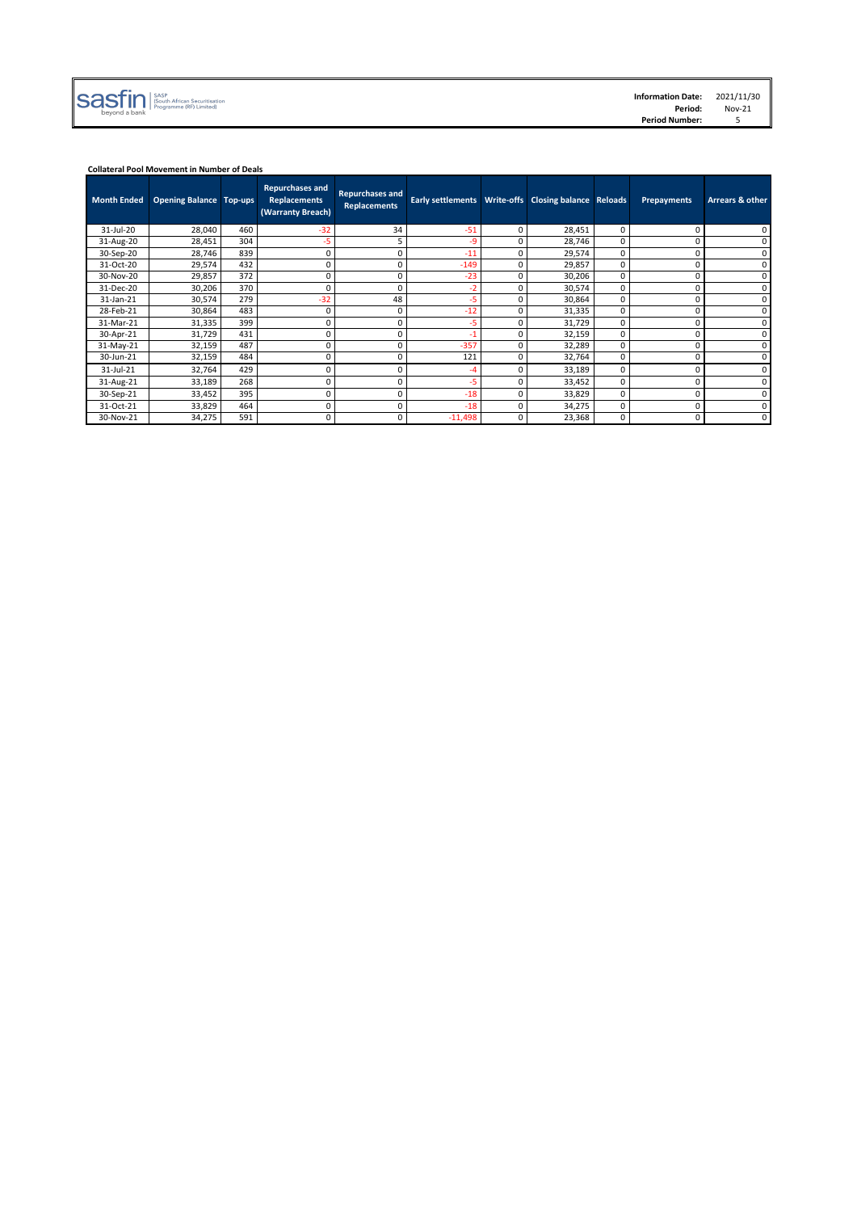sasfin beyond a bank | SASP (South African Securitisation Programme (RF) Limited)

**Information Date:** 2021/11/30
**Period:** Nov-21
**Period Number:** 5

**Collateral Pool Movement in Number of Deals**

| Month Ended | Opening Balance | Top-ups | Repurchases and Replacements (Warranty Breach) | Repurchases and Replacements | Early settlements | Write-offs | Closing balance | Reloads | Prepayments | Arrears & other |
|---|---|---|---|---|---|---|---|---|---|---|
| 31-Jul-20 | 28,040 | 460 | -32 | 34 | -51 | 0 | 28,451 | 0 | 0 | 0 |
| 31-Aug-20 | 28,451 | 304 | -5 | 5 | -9 | 0 | 28,746 | 0 | 0 | 0 |
| 30-Sep-20 | 28,746 | 839 | 0 | 0 | -11 | 0 | 29,574 | 0 | 0 | 0 |
| 31-Oct-20 | 29,574 | 432 | 0 | 0 | -149 | 0 | 29,857 | 0 | 0 | 0 |
| 30-Nov-20 | 29,857 | 372 | 0 | 0 | -23 | 0 | 30,206 | 0 | 0 | 0 |
| 31-Dec-20 | 30,206 | 370 | 0 | 0 | -2 | 0 | 30,574 | 0 | 0 | 0 |
| 31-Jan-21 | 30,574 | 279 | -32 | 48 | -5 | 0 | 30,864 | 0 | 0 | 0 |
| 28-Feb-21 | 30,864 | 483 | 0 | 0 | -12 | 0 | 31,335 | 0 | 0 | 0 |
| 31-Mar-21 | 31,335 | 399 | 0 | 0 | -5 | 0 | 31,729 | 0 | 0 | 0 |
| 30-Apr-21 | 31,729 | 431 | 0 | 0 | -1 | 0 | 32,159 | 0 | 0 | 0 |
| 31-May-21 | 32,159 | 487 | 0 | 0 | -357 | 0 | 32,289 | 0 | 0 | 0 |
| 30-Jun-21 | 32,159 | 484 | 0 | 0 | 121 | 0 | 32,764 | 0 | 0 | 0 |
| 31-Jul-21 | 32,764 | 429 | 0 | 0 | -4 | 0 | 33,189 | 0 | 0 | 0 |
| 31-Aug-21 | 33,189 | 268 | 0 | 0 | -5 | 0 | 33,452 | 0 | 0 | 0 |
| 30-Sep-21 | 33,452 | 395 | 0 | 0 | -18 | 0 | 33,829 | 0 | 0 | 0 |
| 31-Oct-21 | 33,829 | 464 | 0 | 0 | -18 | 0 | 34,275 | 0 | 0 | 0 |
| 30-Nov-21 | 34,275 | 591 | 0 | 0 | -11,498 | 0 | 23,368 | 0 | 0 | 0 |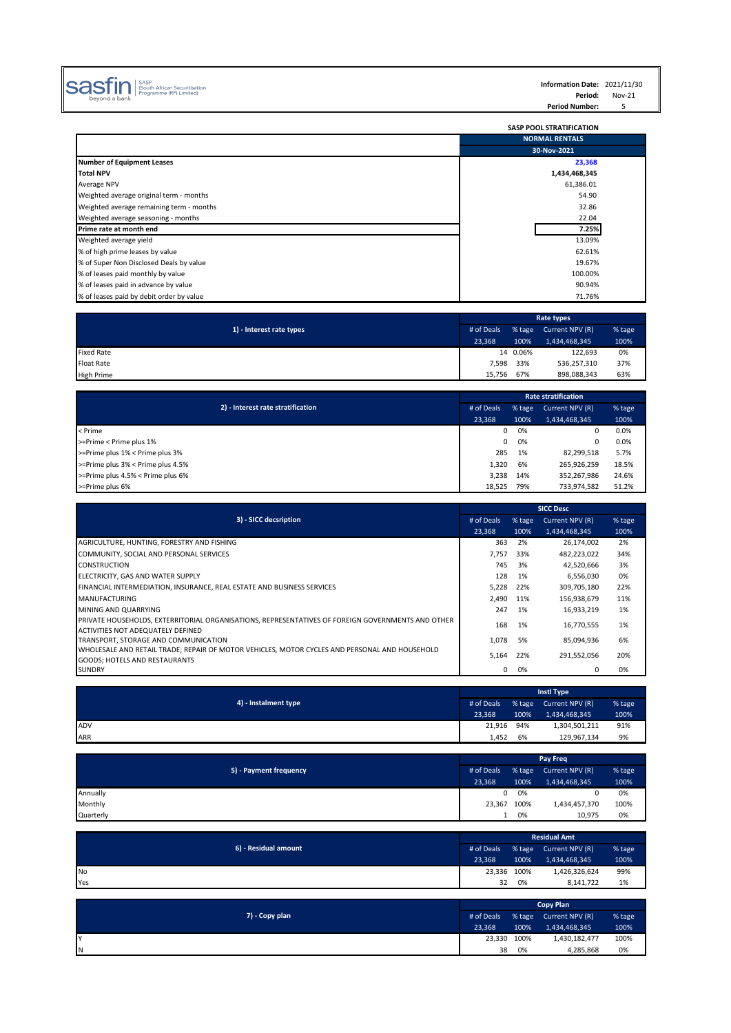sasfin beyond a bank | SASP (South African Securitisation Programme (RF) Limited)

| | |
|---|---|
| **Information Date:** | 2021/11/30 |
| **Period:** | Nov-21 |
| **Period Number:** | 5 |

**SASP POOL STRATIFICATION**

| | NORMAL RENTALS |
|---|---|
| | 30-Nov-2021 |
| **Number of Equipment Leases** | 23,368 |
| **Total NPV** | 1,434,468,345 |
| Average NPV | 61,386.01 |
| Weighted average original term - months | 54.90 |
| Weighted average remaining term - months | 32.86 |
| Weighted average seasoning - months | 22.04 |
| **Prime rate at month end** | 7.25% |
| Weighted average yield | 13.09% |
| % of high prime leases by value | 62.61% |
| % of Super Non Disclosed Deals by value | 19.67% |
| % of leases paid monthly by value | 100.00% |
| % of leases paid in advance by value | 90.94% |
| % of leases paid by debit order by value | 71.76% |

| 1) - Interest rate types | Rate types | | | |
|---|---|---|---|---|
| | # of Deals | % tage | Current NPV (R) | % tage |
| | 23,368 | 100% | 1,434,468,345 | 100% |
| Fixed Rate | 14 | 0.06% | 122,693 | 0% |
| Float Rate | 7,598 | 33% | 536,257,310 | 37% |
| High Prime | 15,756 | 67% | 898,088,343 | 63% |

| 2) - Interest rate stratification | Rate stratification | | | |
|---|---|---|---|---|
| | # of Deals | % tage | Current NPV (R) | % tage |
| | 23,368 | 100% | 1,434,468,345 | 100% |
| < Prime | 0 | 0% | 0 | 0.0% |
| >=Prime < Prime plus 1% | 0 | 0% | 0 | 0.0% |
| >=Prime plus 1% < Prime plus 3% | 285 | 1% | 82,299,518 | 5.7% |
| >=Prime plus 3% < Prime plus 4.5% | 1,320 | 6% | 265,926,259 | 18.5% |
| >=Prime plus 4.5% < Prime plus 6% | 3,238 | 14% | 352,267,986 | 24.6% |
| >=Prime plus 6% | 18,525 | 79% | 733,974,582 | 51.2% |

| 3) - SICC decsription | SICC Desc | | | |
|---|---|---|---|---|
| | # of Deals | % tage | Current NPV (R) | % tage |
| | 23,368 | 100% | 1,434,468,345 | 100% |
| AGRICULTURE, HUNTING, FORESTRY AND FISHING | 363 | 2% | 26,174,002 | 2% |
| COMMUNITY, SOCIAL AND PERSONAL SERVICES | 7,757 | 33% | 482,223,022 | 34% |
| CONSTRUCTION | 745 | 3% | 42,520,666 | 3% |
| ELECTRICITY, GAS AND WATER SUPPLY | 128 | 1% | 6,556,030 | 0% |
| FINANCIAL INTERMEDIATION, INSURANCE, REAL ESTATE AND BUSINESS SERVICES | 5,228 | 22% | 309,705,180 | 22% |
| MANUFACTURING | 2,490 | 11% | 156,938,679 | 11% |
| MINING AND QUARRYING | 247 | 1% | 16,933,219 | 1% |
| PRIVATE HOUSEHOLDS, EXTERRITORIAL ORGANISATIONS, REPRESENTATIVES OF FOREIGN GOVERNMENTS AND OTHER ACTIVITIES NOT ADEQUATELY DEFINED | 168 | 1% | 16,770,555 | 1% |
| TRANSPORT, STORAGE AND COMMUNICATION | 1,078 | 5% | 85,094,936 | 6% |
| WHOLESALE AND RETAIL TRADE; REPAIR OF MOTOR VEHICLES, MOTOR CYCLES AND PERSONAL AND HOUSEHOLD GOODS; HOTELS AND RESTAURANTS | 5,164 | 22% | 291,552,056 | 20% |
| SUNDRY | 0 | 0% | 0 | 0% |

| 4) - Instalment type | Instl Type | | | |
|---|---|---|---|---|
| | # of Deals | % tage | Current NPV (R) | % tage |
| | 23,368 | 100% | 1,434,468,345 | 100% |
| ADV | 21,916 | 94% | 1,304,501,211 | 91% |
| ARR | 1,452 | 6% | 129,967,134 | 9% |

| 5) - Payment frequency | Pay Freq | | | |
|---|---|---|---|---|
| | # of Deals | % tage | Current NPV (R) | % tage |
| | 23,368 | 100% | 1,434,468,345 | 100% |
| Annually | 0 | 0% | 0 | 0% |
| Monthly | 23,367 | 100% | 1,434,457,370 | 100% |
| Quarterly | 1 | 0% | 10,975 | 0% |

| 6) - Residual amount | Residual Amt | | | |
|---|---|---|---|---|
| | # of Deals | % tage | Current NPV (R) | % tage |
| | 23,368 | 100% | 1,434,468,345 | 100% |
| No | 23,336 | 100% | 1,426,326,624 | 99% |
| Yes | 32 | 0% | 8,141,722 | 1% |

| 7) - Copy plan | Copy Plan | | | |
|---|---|---|---|---|
| | # of Deals | % tage | Current NPV (R) | % tage |
| | 23,368 | 100% | 1,434,468,345 | 100% |
| Y | 23,330 | 100% | 1,430,182,477 | 100% |
| N | 38 | 0% | 4,285,868 | 0% |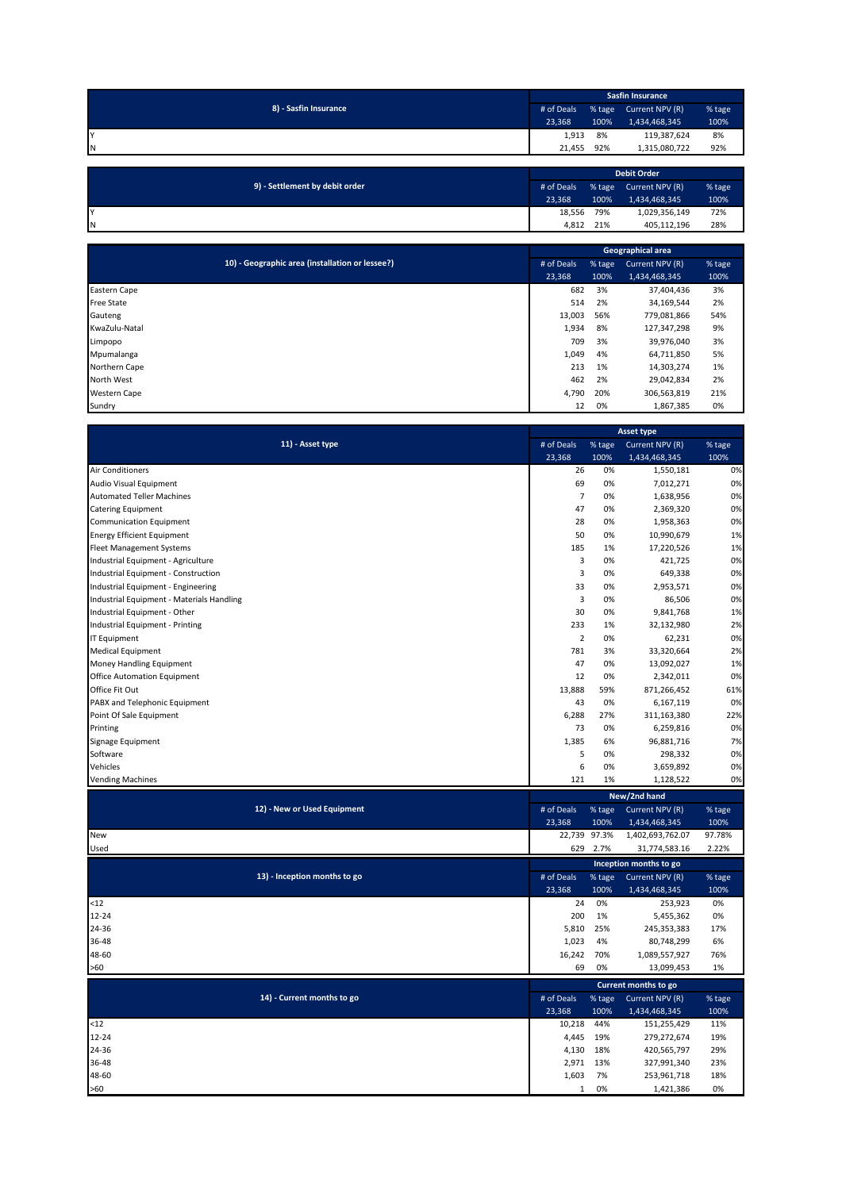| 8) - Sasfin Insurance | Sasfin Insurance | | | |
|---|---|---|---|---|
| | # of Deals | % tage | Current NPV (R) | % tage |
| | 23,368 | 100% | 1,434,468,345 | 100% |
| Y | 1,913 | 8% | 119,387,624 | 8% |
| N | 21,455 | 92% | 1,315,080,722 | 92% |

| 9) - Settlement by debit order | Debit Order | | | |
|---|---|---|---|---|
| | # of Deals | % tage | Current NPV (R) | % tage |
| | 23,368 | 100% | 1,434,468,345 | 100% |
| Y | 18,556 | 79% | 1,029,356,149 | 72% |
| N | 4,812 | 21% | 405,112,196 | 28% |

| 10) - Geographic area (installation or lessee?) | Geographical area | | | |
|---|---|---|---|---|
| | # of Deals | % tage | Current NPV (R) | % tage |
| | 23,368 | 100% | 1,434,468,345 | 100% |
| Eastern Cape | 682 | 3% | 37,404,436 | 3% |
| Free State | 514 | 2% | 34,169,544 | 2% |
| Gauteng | 13,003 | 56% | 779,081,866 | 54% |
| KwaZulu-Natal | 1,934 | 8% | 127,347,298 | 9% |
| Limpopo | 709 | 3% | 39,976,040 | 3% |
| Mpumalanga | 1,049 | 4% | 64,711,850 | 5% |
| Northern Cape | 213 | 1% | 14,303,274 | 1% |
| North West | 462 | 2% | 29,042,834 | 2% |
| Western Cape | 4,790 | 20% | 306,563,819 | 21% |
| Sundry | 12 | 0% | 1,867,385 | 0% |

| 11) - Asset type | Asset type | | | |
|---|---|---|---|---|
| | # of Deals | % tage | Current NPV (R) | % tage |
| | 23,368 | 100% | 1,434,468,345 | 100% |
| Air Conditioners | 26 | 0% | 1,550,181 | 0% |
| Audio Visual Equipment | 69 | 0% | 7,012,271 | 0% |
| Automated Teller Machines | 7 | 0% | 1,638,956 | 0% |
| Catering Equipment | 47 | 0% | 2,369,320 | 0% |
| Communication Equipment | 28 | 0% | 1,958,363 | 0% |
| Energy Efficient Equipment | 50 | 0% | 10,990,679 | 1% |
| Fleet Management Systems | 185 | 1% | 17,220,526 | 1% |
| Industrial Equipment - Agriculture | 3 | 0% | 421,725 | 0% |
| Industrial Equipment - Construction | 3 | 0% | 649,338 | 0% |
| Industrial Equipment - Engineering | 33 | 0% | 2,953,571 | 0% |
| Industrial Equipment - Materials Handling | 3 | 0% | 86,506 | 0% |
| Industrial Equipment - Other | 30 | 0% | 9,841,768 | 1% |
| Industrial Equipment - Printing | 233 | 1% | 32,132,980 | 2% |
| IT Equipment | 2 | 0% | 62,231 | 0% |
| Medical Equipment | 781 | 3% | 33,320,664 | 2% |
| Money Handling Equipment | 47 | 0% | 13,092,027 | 1% |
| Office Automation Equipment | 12 | 0% | 2,342,011 | 0% |
| Office Fit Out | 13,888 | 59% | 871,266,452 | 61% |
| PABX and Telephonic Equipment | 43 | 0% | 6,167,119 | 0% |
| Point Of Sale Equipment | 6,288 | 27% | 311,163,380 | 22% |
| Printing | 73 | 0% | 6,259,816 | 0% |
| Signage Equipment | 1,385 | 6% | 96,881,716 | 7% |
| Software | 5 | 0% | 298,332 | 0% |
| Vehicles | 6 | 0% | 3,659,892 | 0% |
| Vending Machines | 121 | 1% | 1,128,522 | 0% |

| 12) - New or Used Equipment | New/2nd hand | | | |
|---|---|---|---|---|
| | # of Deals | % tage | Current NPV (R) | % tage |
| | 23,368 | 100% | 1,434,468,345 | 100% |
| New | 22,739 | 97.3% | 1,402,693,762.07 | 97.78% |
| Used | 629 | 2.7% | 31,774,583.16 | 2.22% |

| 13) - Inception months to go | Inception months to go | | | |
|---|---|---|---|---|
| | # of Deals | % tage | Current NPV (R) | % tage |
| | 23,368 | 100% | 1,434,468,345 | 100% |
| <12 | 24 | 0% | 253,923 | 0% |
| 12-24 | 200 | 1% | 5,455,362 | 0% |
| 24-36 | 5,810 | 25% | 245,353,383 | 17% |
| 36-48 | 1,023 | 4% | 80,748,299 | 6% |
| 48-60 | 16,242 | 70% | 1,089,557,927 | 76% |
| >60 | 69 | 0% | 13,099,453 | 1% |

| 14) - Current months to go | Current months to go | | | |
|---|---|---|---|---|
| | # of Deals | % tage | Current NPV (R) | % tage |
| | 23,368 | 100% | 1,434,468,345 | 100% |
| <12 | 10,218 | 44% | 151,255,429 | 11% |
| 12-24 | 4,445 | 19% | 279,272,674 | 19% |
| 24-36 | 4,130 | 18% | 420,565,797 | 29% |
| 36-48 | 2,971 | 13% | 327,991,340 | 23% |
| 48-60 | 1,603 | 7% | 253,961,718 | 18% |
| >60 | 1 | 0% | 1,421,386 | 0% |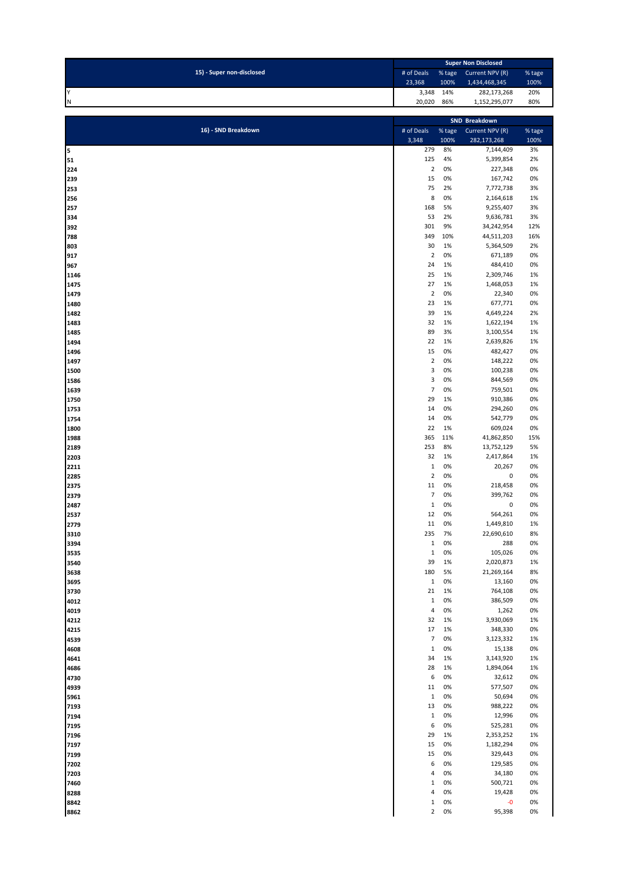| 15) - Super non-disclosed | Super Non Disclosed | | | |
|---|---|---|---|---|
| | # of Deals | % tage | Current NPV (R) | % tage |
| | 23,368 | 100% | 1,434,468,345 | 100% |
| Y | 3,348 | 14% | 282,173,268 | 20% |
| N | 20,020 | 86% | 1,152,295,077 | 80% |

| 16) - SND Breakdown | SND Breakdown | | | |
|---|---|---|---|---|
| | # of Deals | % tage | Current NPV (R) | % tage |
| | 3,348 | 100% | 282,173,268 | 100% |
| 5 | 279 | 8% | 7,144,409 | 3% |
| 51 | 125 | 4% | 5,399,854 | 2% |
| 224 | 2 | 0% | 227,348 | 0% |
| 239 | 15 | 0% | 167,742 | 0% |
| 253 | 75 | 2% | 7,772,738 | 3% |
| 256 | 8 | 0% | 2,164,618 | 1% |
| 257 | 168 | 5% | 9,255,407 | 3% |
| 334 | 53 | 2% | 9,636,781 | 3% |
| 392 | 301 | 9% | 34,242,954 | 12% |
| 788 | 349 | 10% | 44,511,203 | 16% |
| 803 | 30 | 1% | 5,364,509 | 2% |
| 917 | 2 | 0% | 671,189 | 0% |
| 967 | 24 | 1% | 484,410 | 0% |
| 1146 | 25 | 1% | 2,309,746 | 1% |
| 1475 | 27 | 1% | 1,468,053 | 1% |
| 1479 | 2 | 0% | 22,340 | 0% |
| 1480 | 23 | 1% | 677,771 | 0% |
| 1482 | 39 | 1% | 4,649,224 | 2% |
| 1483 | 32 | 1% | 1,622,194 | 1% |
| 1485 | 89 | 3% | 3,100,554 | 1% |
| 1494 | 22 | 1% | 2,639,826 | 1% |
| 1496 | 15 | 0% | 482,427 | 0% |
| 1497 | 2 | 0% | 148,222 | 0% |
| 1500 | 3 | 0% | 100,238 | 0% |
| 1586 | 3 | 0% | 844,569 | 0% |
| 1639 | 7 | 0% | 759,501 | 0% |
| 1750 | 29 | 1% | 910,386 | 0% |
| 1753 | 14 | 0% | 294,260 | 0% |
| 1754 | 14 | 0% | 542,779 | 0% |
| 1800 | 22 | 1% | 609,024 | 0% |
| 1988 | 365 | 11% | 41,862,850 | 15% |
| 2189 | 253 | 8% | 13,752,129 | 5% |
| 2203 | 32 | 1% | 2,417,864 | 1% |
| 2211 | 1 | 0% | 20,267 | 0% |
| 2285 | 2 | 0% | 0 | 0% |
| 2375 | 11 | 0% | 218,458 | 0% |
| 2379 | 7 | 0% | 399,762 | 0% |
| 2487 | 1 | 0% | 0 | 0% |
| 2537 | 12 | 0% | 564,261 | 0% |
| 2779 | 11 | 0% | 1,449,810 | 1% |
| 3310 | 235 | 7% | 22,690,610 | 8% |
| 3394 | 1 | 0% | 288 | 0% |
| 3535 | 1 | 0% | 105,026 | 0% |
| 3540 | 39 | 1% | 2,020,873 | 1% |
| 3638 | 180 | 5% | 21,269,164 | 8% |
| 3695 | 1 | 0% | 13,160 | 0% |
| 3730 | 21 | 1% | 764,108 | 0% |
| 4012 | 1 | 0% | 386,509 | 0% |
| 4019 | 4 | 0% | 1,262 | 0% |
| 4212 | 32 | 1% | 3,930,069 | 1% |
| 4215 | 17 | 1% | 348,330 | 0% |
| 4539 | 7 | 0% | 3,123,332 | 1% |
| 4608 | 1 | 0% | 15,138 | 0% |
| 4641 | 34 | 1% | 3,143,920 | 1% |
| 4686 | 28 | 1% | 1,894,064 | 1% |
| 4730 | 6 | 0% | 32,612 | 0% |
| 4939 | 11 | 0% | 577,507 | 0% |
| 5961 | 1 | 0% | 50,694 | 0% |
| 7193 | 13 | 0% | 988,222 | 0% |
| 7194 | 1 | 0% | 12,996 | 0% |
| 7195 | 6 | 0% | 525,281 | 0% |
| 7196 | 29 | 1% | 2,353,252 | 1% |
| 7197 | 15 | 0% | 1,182,294 | 0% |
| 7199 | 15 | 0% | 329,443 | 0% |
| 7202 | 6 | 0% | 129,585 | 0% |
| 7203 | 4 | 0% | 34,180 | 0% |
| 7460 | 1 | 0% | 500,721 | 0% |
| 8288 | 4 | 0% | 19,428 | 0% |
| 8842 | 1 | 0% | -0 | 0% |
| 8862 | 2 | 0% | 95,398 | 0% |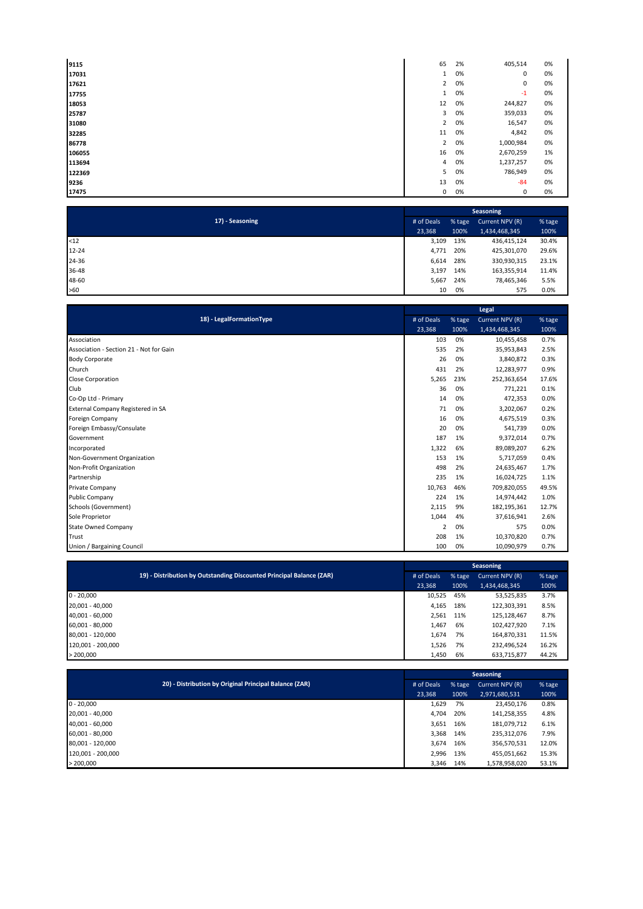| | | | | |
|---|---|---|---|---|
| **9115** | 65 | 2% | 405,514 | 0% |
| **17031** | 1 | 0% | 0 | 0% |
| **17621** | 2 | 0% | 0 | 0% |
| **17755** | 1 | 0% | -1 | 0% |
| **18053** | 12 | 0% | 244,827 | 0% |
| **25787** | 3 | 0% | 359,033 | 0% |
| **31080** | 2 | 0% | 16,547 | 0% |
| **32285** | 11 | 0% | 4,842 | 0% |
| **86778** | 2 | 0% | 1,000,984 | 0% |
| **106055** | 16 | 0% | 2,670,259 | 1% |
| **113694** | 4 | 0% | 1,237,257 | 0% |
| **122369** | 5 | 0% | 786,949 | 0% |
| **9236** | 13 | 0% | -84 | 0% |
| **17475** | 0 | 0% | 0 | 0% |

| 17) - Seasoning | Seasoning | | | |
|---|---|---|---|---|
| | # of Deals | % tage | Current NPV (R) | % tage |
| | 23,368 | 100% | 1,434,468,345 | 100% |
| <12 | 3,109 | 13% | 436,415,124 | 30.4% |
| 12-24 | 4,771 | 20% | 425,301,070 | 29.6% |
| 24-36 | 6,614 | 28% | 330,930,315 | 23.1% |
| 36-48 | 3,197 | 14% | 163,355,914 | 11.4% |
| 48-60 | 5,667 | 24% | 78,465,346 | 5.5% |
| >60 | 10 | 0% | 575 | 0.0% |

| 18) - LegalFormationType | Legal | | | |
|---|---|---|---|---|
| | # of Deals | % tage | Current NPV (R) | % tage |
| | 23,368 | 100% | 1,434,468,345 | 100% |
| Association | 103 | 0% | 10,455,458 | 0.7% |
| Association - Section 21 - Not for Gain | 535 | 2% | 35,953,843 | 2.5% |
| Body Corporate | 26 | 0% | 3,840,872 | 0.3% |
| Church | 431 | 2% | 12,283,977 | 0.9% |
| Close Corporation | 5,265 | 23% | 252,363,654 | 17.6% |
| Club | 36 | 0% | 771,221 | 0.1% |
| Co-Op Ltd - Primary | 14 | 0% | 472,353 | 0.0% |
| External Company Registered in SA | 71 | 0% | 3,202,067 | 0.2% |
| Foreign Company | 16 | 0% | 4,675,519 | 0.3% |
| Foreign Embassy/Consulate | 20 | 0% | 541,739 | 0.0% |
| Government | 187 | 1% | 9,372,014 | 0.7% |
| Incorporated | 1,322 | 6% | 89,089,207 | 6.2% |
| Non-Government Organization | 153 | 1% | 5,717,059 | 0.4% |
| Non-Profit Organization | 498 | 2% | 24,635,467 | 1.7% |
| Partnership | 235 | 1% | 16,024,725 | 1.1% |
| Private Company | 10,763 | 46% | 709,820,055 | 49.5% |
| Public Company | 224 | 1% | 14,974,442 | 1.0% |
| Schools (Government) | 2,115 | 9% | 182,195,361 | 12.7% |
| Sole Proprietor | 1,044 | 4% | 37,616,941 | 2.6% |
| State Owned Company | 2 | 0% | 575 | 0.0% |
| Trust | 208 | 1% | 10,370,820 | 0.7% |
| Union / Bargaining Council | 100 | 0% | 10,090,979 | 0.7% |

| 19) - Distribution by Outstanding Discounted Principal Balance (ZAR) | Seasoning | | | |
|---|---|---|---|---|
| | # of Deals | % tage | Current NPV (R) | % tage |
| | 23,368 | 100% | 1,434,468,345 | 100% |
| 0 - 20,000 | 10,525 | 45% | 53,525,835 | 3.7% |
| 20,001 - 40,000 | 4,165 | 18% | 122,303,391 | 8.5% |
| 40,001 - 60,000 | 2,561 | 11% | 125,128,467 | 8.7% |
| 60,001 - 80,000 | 1,467 | 6% | 102,427,920 | 7.1% |
| 80,001 - 120,000 | 1,674 | 7% | 164,870,331 | 11.5% |
| 120,001 - 200,000 | 1,526 | 7% | 232,496,524 | 16.2% |
| > 200,000 | 1,450 | 6% | 633,715,877 | 44.2% |

| 20) - Distribution by Original Principal Balance (ZAR) | Seasoning | | | |
|---|---|---|---|---|
| | # of Deals | % tage | Current NPV (R) | % tage |
| | 23,368 | 100% | 2,971,680,531 | 100% |
| 0 - 20,000 | 1,629 | 7% | 23,450,176 | 0.8% |
| 20,001 - 40,000 | 4,704 | 20% | 141,258,355 | 4.8% |
| 40,001 - 60,000 | 3,651 | 16% | 181,079,712 | 6.1% |
| 60,001 - 80,000 | 3,368 | 14% | 235,312,076 | 7.9% |
| 80,001 - 120,000 | 3,674 | 16% | 356,570,531 | 12.0% |
| 120,001 - 200,000 | 2,996 | 13% | 455,051,662 | 15.3% |
| > 200,000 | 3,346 | 14% | 1,578,958,020 | 53.1% |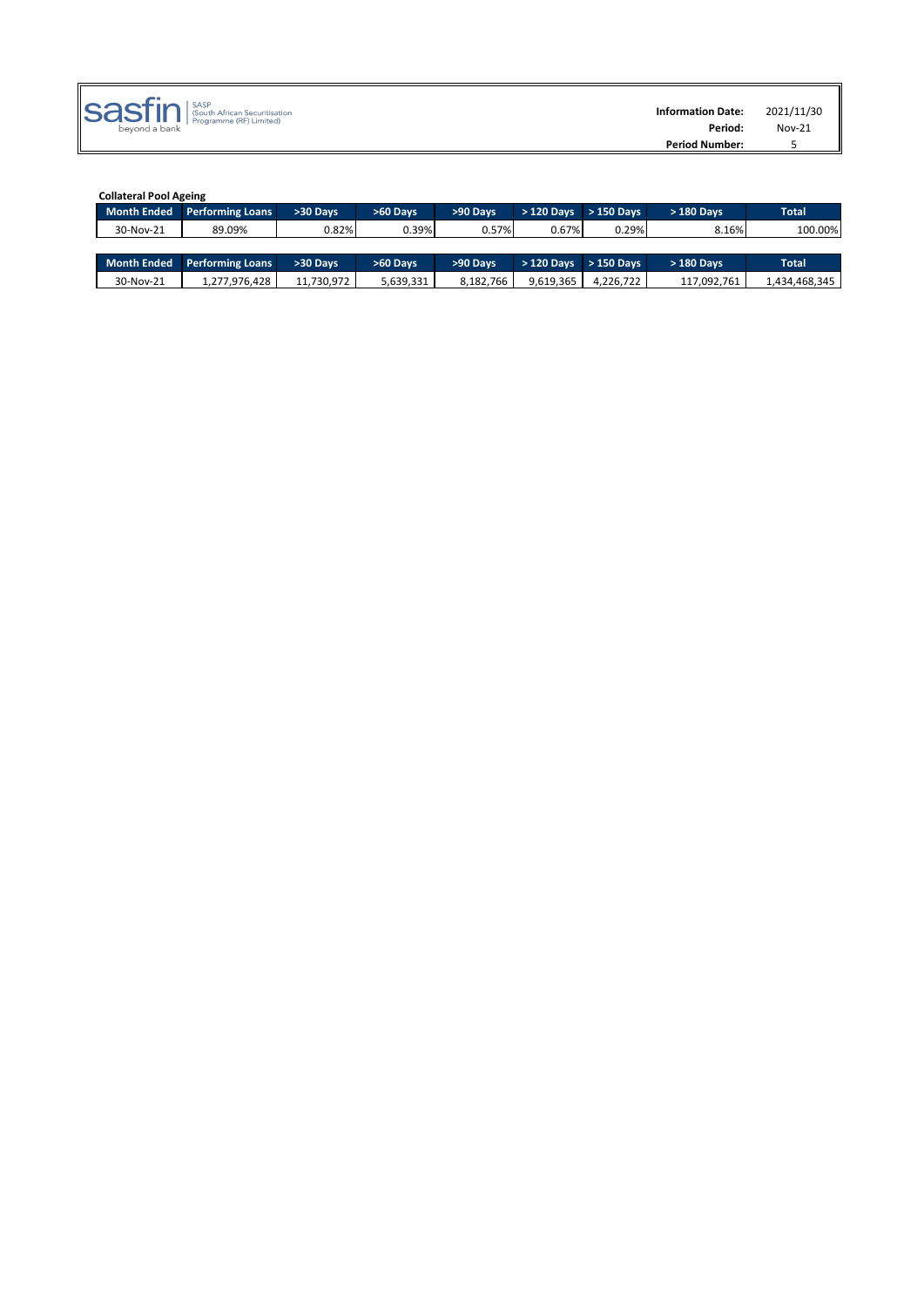sasfin beyond a bank | SASP (South African Securitisation Programme (RF) Limited)

| | |
|---|---|
| **Information Date:** | 2021/11/30 |
| **Period:** | Nov-21 |
| **Period Number:** | 5 |

**Collateral Pool Ageing**

| Month Ended | Performing Loans | >30 Days | >60 Days | >90 Days | > 120 Days | > 150 Days | > 180 Days | Total |
|---|---|---|---|---|---|---|---|---|
| 30-Nov-21 | 89.09% | 0.82% | 0.39% | 0.57% | 0.67% | 0.29% | 8.16% | 100.00% |

| Month Ended | Performing Loans | >30 Days | >60 Days | >90 Days | > 120 Days | > 150 Days | > 180 Days | Total |
|---|---|---|---|---|---|---|---|---|
| 30-Nov-21 | 1,277,976,428 | 11,730,972 | 5,639,331 | 8,182,766 | 9,619,365 | 4,226,722 | 117,092,761 | 1,434,468,345 |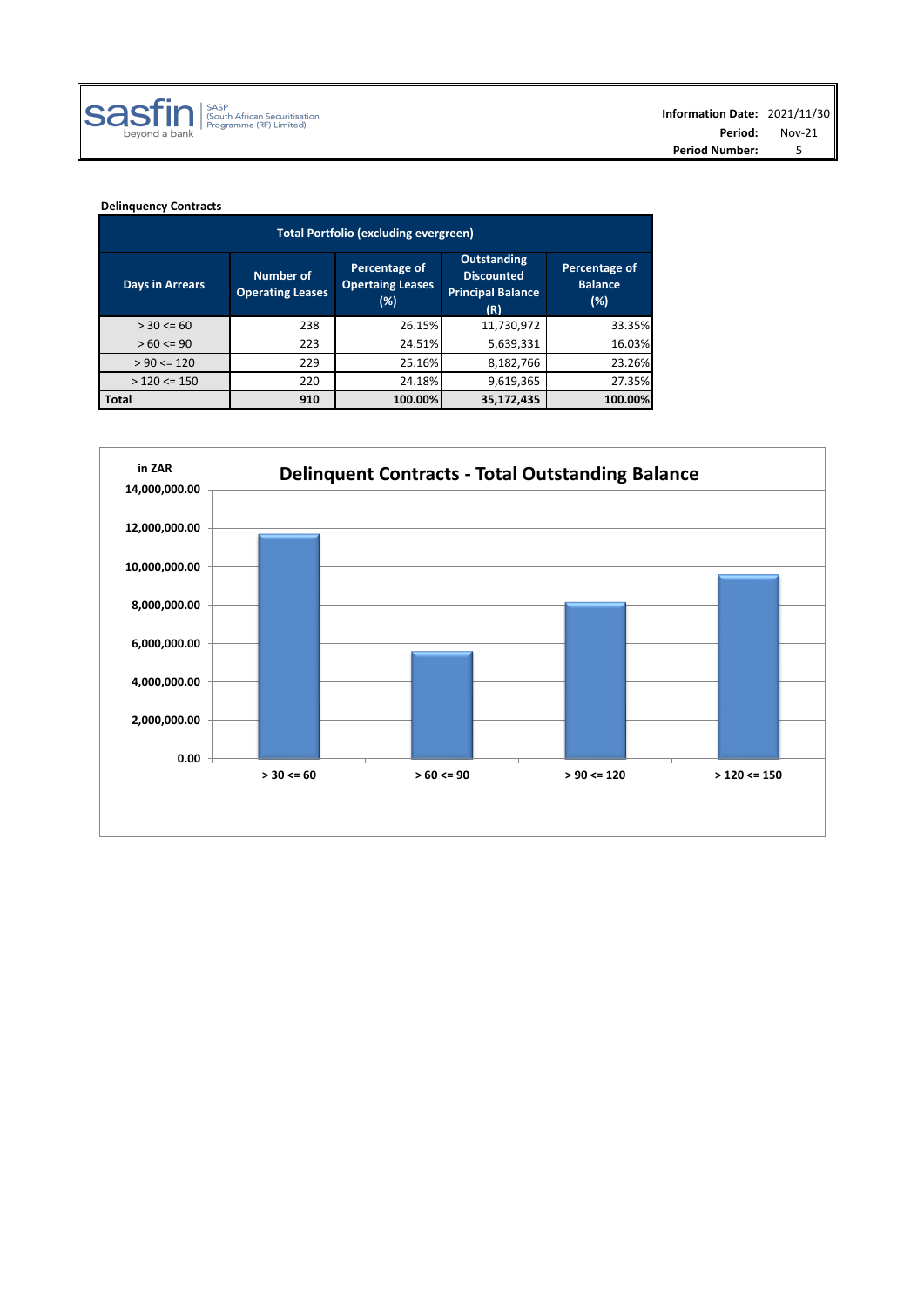| SASP (South African Securitisation Programme (RF) Limited) | |
|---|---|
| **Information Date:** | 2021/11/30 |
| **Period:** | Nov-21 |
| **Period Number:** | 5 |

**Delinquency Contracts**

| Total Portfolio (excluding evergreen) | | | | |
|---|---|---|---|---|
| **Days in Arrears** | **Number of Operating Leases** | **Percentage of Opertaing Leases (%)** | **Outstanding Discounted Principal Balance (R)** | **Percentage of Balance (%)** |
| > 30 <= 60 | 238 | 26.15% | 11,730,972 | 33.35% |
| > 60 <= 90 | 223 | 24.51% | 5,639,331 | 16.03% |
| > 90 <= 120 | 229 | 25.16% | 8,182,766 | 23.26% |
| > 120 <= 150 | 220 | 24.18% | 9,619,365 | 27.35% |
| **Total** | **910** | **100.00%** | **35,172,435** | **100.00%** |

**Delinquent Contracts - Total Outstanding Balance**

| Days in Arrears | in ZAR |
|---|---|
| > 30 <= 60 | 11,730,972 |
| > 60 <= 90 | 5,639,331 |
| > 90 <= 120 | 8,182,766 |
| > 120 <= 150 | 9,619,365 |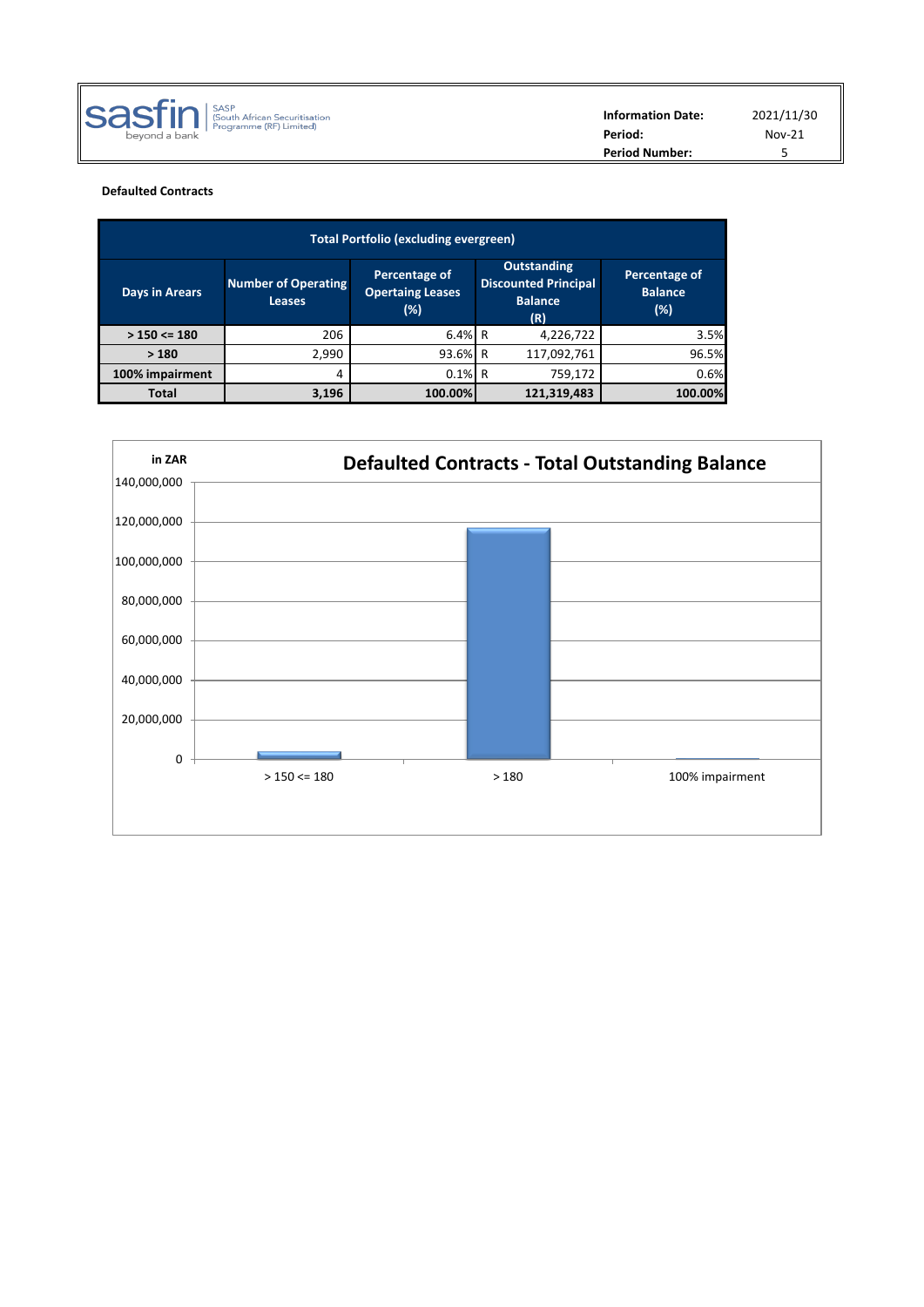| Information Date: | 2021/11/30 |
|---|---|
| Period: | Nov-21 |
| Period Number: | 5 |

**Defaulted Contracts**

| Total Portfolio (excluding evergreen) | | | | |
|---|---|---|---|---|
| Days in Arears | Number of Operating Leases | Percentage of Opertaing Leases (%) | Outstanding Discounted Principal Balance (R) | Percentage of Balance (%) |
| > 150 <= 180 | 206 | 6.4% | R 4,226,722 | 3.5% |
| > 180 | 2,990 | 93.6% | R 117,092,761 | 96.5% |
| 100% impairment | 4 | 0.1% | R 759,172 | 0.6% |
| **Total** | **3,196** | **100.00%** | **121,319,483** | **100.00%** |

**Defaulted Contracts - Total Outstanding Balance**

in ZAR

| Days in Arears | Outstanding Balance |
|---|---|
| > 150 <= 180 | 4,226,722 |
| > 180 | 117,092,761 |
| 100% impairment | 759,172 |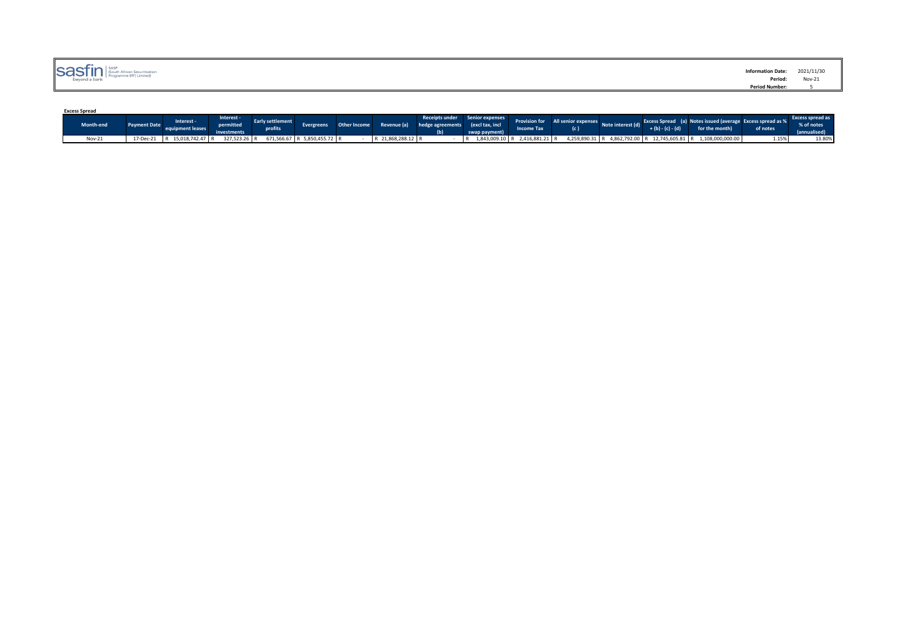sasfin beyond a bank | SASP (South African Securitisation Programme (RF) Limited)

**Information Date:** 2021/11/30
**Period:** Nov-21
**Period Number:** 5

**Excess Spread**

| Month-end | Payment Date | Interest - equipment leases | Interest - permitted investments | Early settlement profits | Evergreens | Other Income | Revenue (a) | Receipts under hedge agreements (b) | Senior expenses (excl tax, incl swap payment) | Provision for Income Tax | All senior expenses (c) | Note interest (d) | Excess Spread (a) + (b) - (c) - (d) | Notes issued (average for the month) | Excess spread as % of notes | Excess spread as % of notes (annualised) |
|---|---|---|---|---|---|---|---|---|---|---|---|---|---|---|---|---|
| Nov-21 | 17-Dec-21 | R 15,018,742.47 | R 327,523.26 | R 671,566.67 | R 5,850,455.72 | R - | R 21,868,288.12 | R - | R 1,843,009.10 | R 2,416,881.21 | R 4,259,890.31 | R 4,862,792.00 | R 12,745,605.81 | R 1,108,000,000.00 | 1.15% | 13.80% |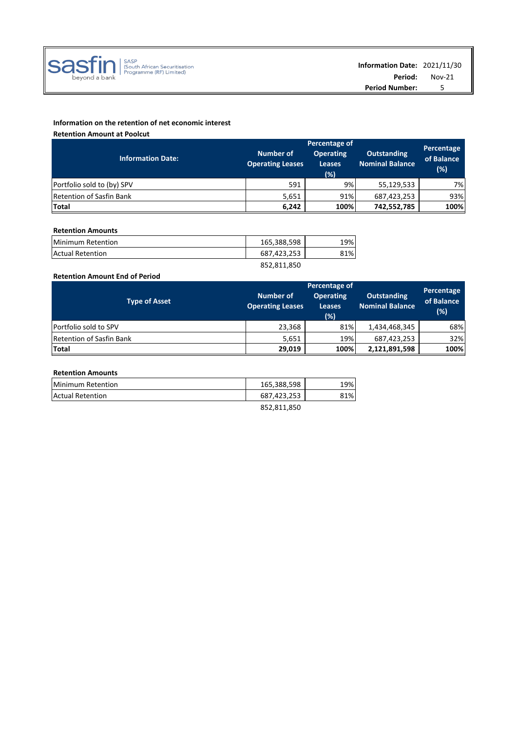sasfin beyond a bank | SASP (South African Securitisation Programme (RF) Limited)

**Information Date:** 2021/11/30
**Period:** Nov-21
**Period Number:** 5

**Information on the retention of net economic interest**

**Retention Amount at Poolcut**

| Information Date: | Number of Operating Leases | Percentage of Operating Leases (%) | Outstanding Nominal Balance | Percentage of Balance (%) |
|---|---|---|---|---|
| Portfolio sold to (by) SPV | 591 | 9% | 55,129,533 | 7% |
| Retention of Sasfin Bank | 5,651 | 91% | 687,423,253 | 93% |
| **Total** | **6,242** | **100%** | **742,552,785** | **100%** |

**Retention Amounts**

| | | |
|---|---|---|
| Minimum Retention | 165,388,598 | 19% |
| Actual Retention | 687,423,253 | 81% |
| | 852,811,850 | |

**Retention Amount End of Period**

| Type of Asset | Number of Operating Leases | Percentage of Operating Leases (%) | Outstanding Nominal Balance | Percentage of Balance (%) |
|---|---|---|---|---|
| Portfolio sold to SPV | 23,368 | 81% | 1,434,468,345 | 68% |
| Retention of Sasfin Bank | 5,651 | 19% | 687,423,253 | 32% |
| **Total** | **29,019** | **100%** | **2,121,891,598** | **100%** |

**Retention Amounts**

| | | |
|---|---|---|
| Minimum Retention | 165,388,598 | 19% |
| Actual Retention | 687,423,253 | 81% |
| | 852,811,850 | |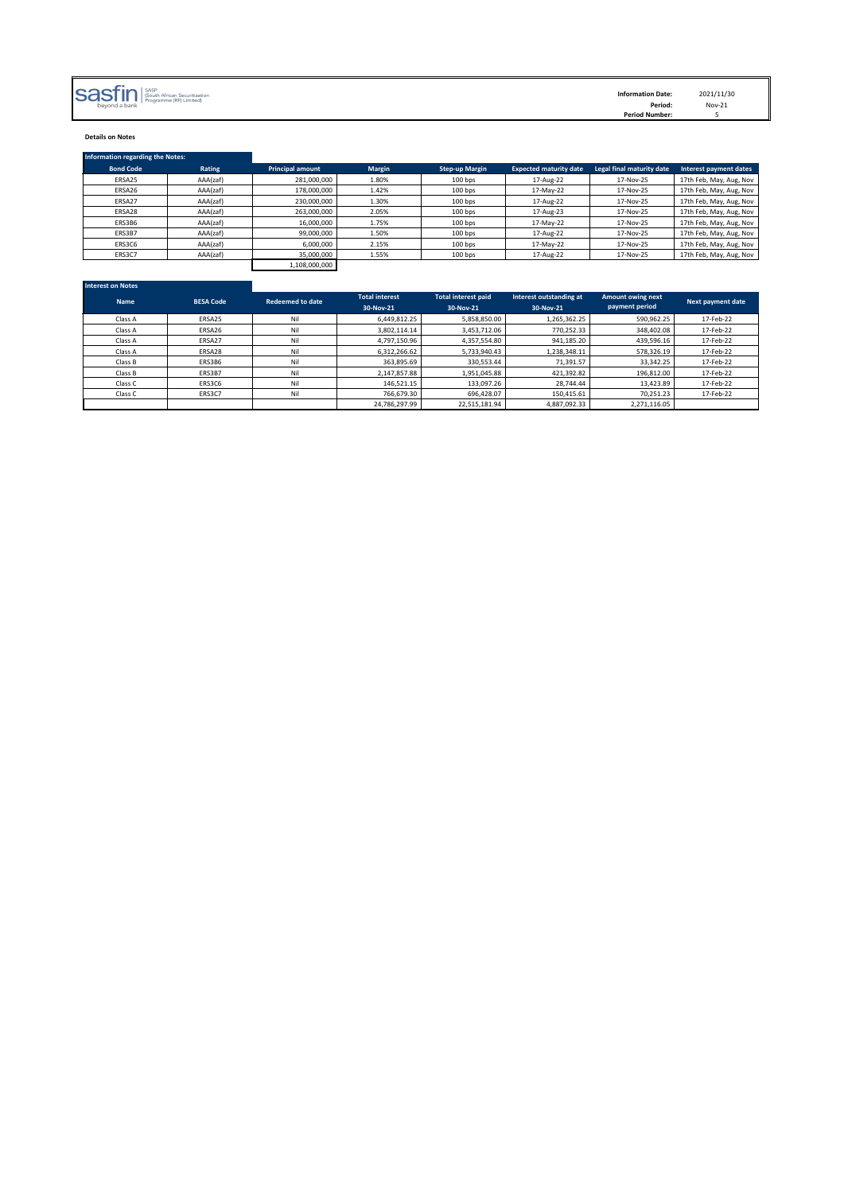sasfin | SASP (South African Securitisation Programme (RF) Limited)
beyond a bank

**Information Date:** 2021/11/30
**Period:** Nov-21
**Period Number:** 5

**Details on Notes**

| Information regarding the Notes: | | | | | | | |
|---|---|---|---|---|---|---|---|
| **Bond Code** | **Rating** | **Principal amount** | **Margin** | **Step-up Margin** | **Expected maturity date** | **Legal final maturity date** | **Interest payment dates** |
| ERSA25 | AAA(zaf) | 281,000,000 | 1.80% | 100 bps | 17-Aug-22 | 17-Nov-25 | 17th Feb, May, Aug, Nov |
| ERSA26 | AAA(zaf) | 178,000,000 | 1.42% | 100 bps | 17-May-22 | 17-Nov-25 | 17th Feb, May, Aug, Nov |
| ERSA27 | AAA(zaf) | 230,000,000 | 1.30% | 100 bps | 17-Aug-22 | 17-Nov-25 | 17th Feb, May, Aug, Nov |
| ERSA28 | AAA(zaf) | 263,000,000 | 2.05% | 100 bps | 17-Aug-23 | 17-Nov-25 | 17th Feb, May, Aug, Nov |
| ERS3B6 | AAA(zaf) | 16,000,000 | 1.75% | 100 bps | 17-May-22 | 17-Nov-25 | 17th Feb, May, Aug, Nov |
| ERS3B7 | AAA(zaf) | 99,000,000 | 1.50% | 100 bps | 17-Aug-22 | 17-Nov-25 | 17th Feb, May, Aug, Nov |
| ERS3C6 | AAA(zaf) | 6,000,000 | 2.15% | 100 bps | 17-May-22 | 17-Nov-25 | 17th Feb, May, Aug, Nov |
| ERS3C7 | AAA(zaf) | 35,000,000 | 1.55% | 100 bps | 17-Aug-22 | 17-Nov-25 | 17th Feb, May, Aug, Nov |
| | | 1,108,000,000 | | | | | |

| Interest on Notes | | | | | | | |
|---|---|---|---|---|---|---|---|
| **Name** | **BESA Code** | **Redeemed to date** | **Total interest 30-Nov-21** | **Total interest paid 30-Nov-21** | **Interest outstanding at 30-Nov-21** | **Amount owing next payment period** | **Next payment date** |
| Class A | ERSA25 | Nil | 6,449,812.25 | 5,858,850.00 | 1,265,362.25 | 590,962.25 | 17-Feb-22 |
| Class A | ERSA26 | Nil | 3,802,114.14 | 3,453,712.06 | 770,252.33 | 348,402.08 | 17-Feb-22 |
| Class A | ERSA27 | Nil | 4,797,150.96 | 4,357,554.80 | 941,185.20 | 439,596.16 | 17-Feb-22 |
| Class A | ERSA28 | Nil | 6,312,266.62 | 5,733,940.43 | 1,238,348.11 | 578,326.19 | 17-Feb-22 |
| Class B | ERS3B6 | Nil | 363,895.69 | 330,553.44 | 71,391.57 | 33,342.25 | 17-Feb-22 |
| Class B | ERS3B7 | Nil | 2,147,857.88 | 1,951,045.88 | 421,392.82 | 196,812.00 | 17-Feb-22 |
| Class C | ERS3C6 | Nil | 146,521.15 | 133,097.26 | 28,744.44 | 13,423.89 | 17-Feb-22 |
| Class C | ERS3C7 | Nil | 766,679.30 | 696,428.07 | 150,415.61 | 70,251.23 | 17-Feb-22 |
| | | | 24,786,297.99 | 22,515,181.94 | 4,887,092.33 | 2,271,116.05 | |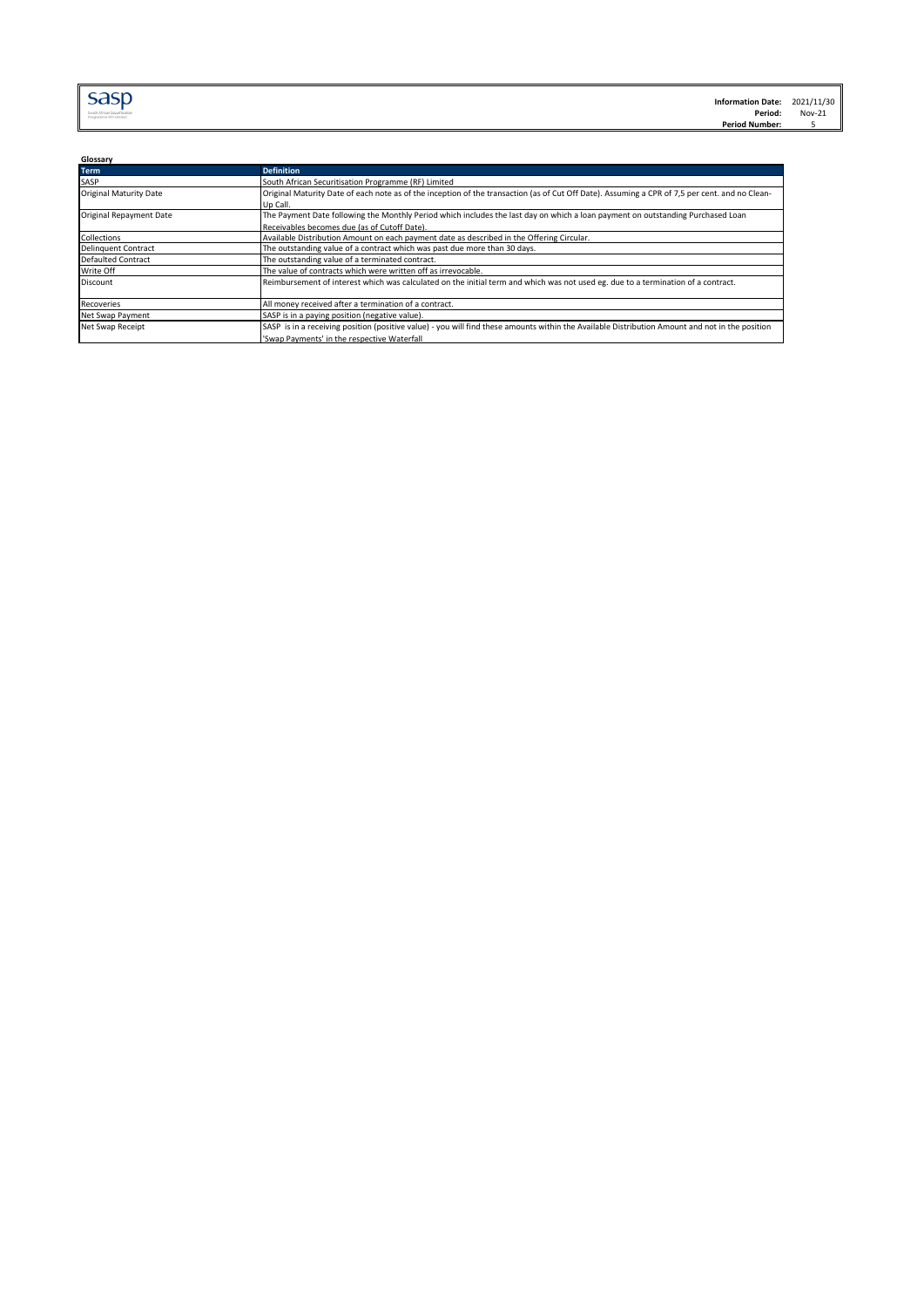**Information Date:** 2021/11/30
**Period:** Nov-21
**Period Number:** 5

**Glossary**

| Term | Definition |
| --- | --- |
| SASP | South African Securitisation Programme (RF) Limited |
| Original Maturity Date | Original Maturity Date of each note as of the inception of the transaction (as of Cut Off Date). Assuming a CPR of 7,5 per cent. and no Clean-Up Call. |
| Original Repayment Date | The Payment Date following the Monthly Period which includes the last day on which a loan payment on outstanding Purchased Loan Receivables becomes due (as of Cutoff Date). |
| Collections | Available Distribution Amount on each payment date as described in the Offering Circular. |
| Delinquent Contract | The outstanding value of a contract which was past due more than 30 days. |
| Defaulted Contract | The outstanding value of a terminated contract. |
| Write Off | The value of contracts which were written off as irrevocable. |
| Discount | Reimbursement of interest which was calculated on the initial term and which was not used eg. due to a termination of a contract. |
| Recoveries | All money received after a termination of a contract. |
| Net Swap Payment | SASP is in a paying position (negative value). |
| Net Swap Receipt | SASP is in a receiving position (positive value) - you will find these amounts within the Available Distribution Amount and not in the position 'Swap Payments' in the respective Waterfall |